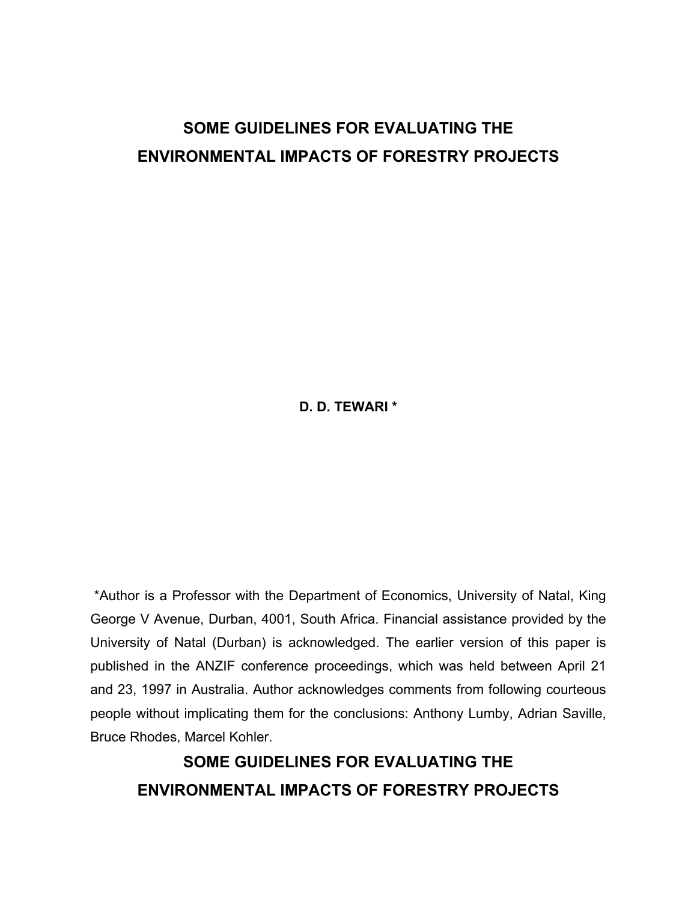# SOME GUIDELINES FOR EVALUATING THE ENVIRONMENTAL IMPACTS OF FORESTRY PROJECTS

**D. D. TEWARI ***

*Author is a Professor with the Department of Economics, University of Natal, King George V Avenue, Durban, 4001, South Africa. Financial assistance provided by the University of Natal (Durban) is acknowledged. The earlier version of this paper is published in the ANZIF conference proceedings, which was held between April 21 and 23, 1997 in Australia. Author acknowledges comments from following courteous people without implicating them for the conclusions: Anthony Lumby, Adrian Saville, Bruce Rhodes, Marcel Kohler.

# SOME GUIDELINES FOR EVALUATING THE ENVIRONMENTAL IMPACTS OF FORESTRY PROJECTS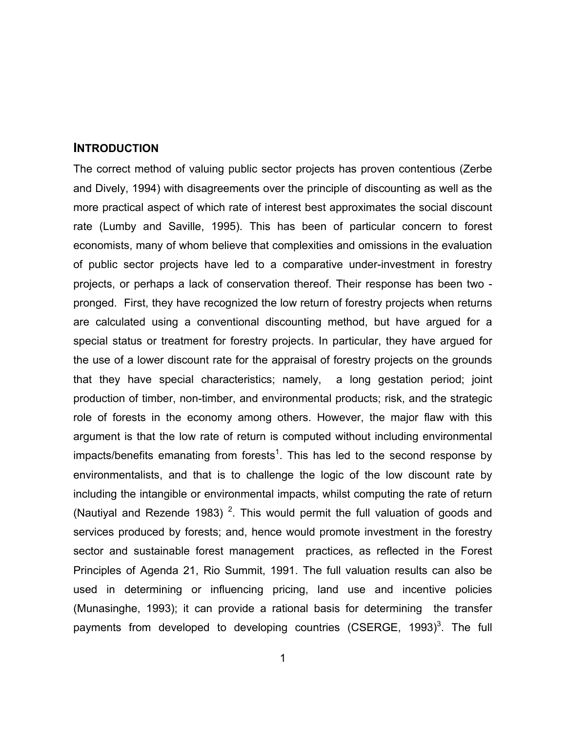## INTRODUCTION

The correct method of valuing public sector projects has proven contentious (Zerbe and Dively, 1994) with disagreements over the principle of discounting as well as the more practical aspect of which rate of interest best approximates the social discount rate (Lumby and Saville, 1995). This has been of particular concern to forest economists, many of whom believe that complexities and omissions in the evaluation of public sector projects have led to a comparative under-investment in forestry projects, or perhaps a lack of conservation thereof. Their response has been two - pronged. First, they have recognized the low return of forestry projects when returns are calculated using a conventional discounting method, but have argued for a special status or treatment for forestry projects. In particular, they have argued for the use of a lower discount rate for the appraisal of forestry projects on the grounds that they have special characteristics; namely, a long gestation period; joint production of timber, non-timber, and environmental products; risk, and the strategic role of forests in the economy among others. However, the major flaw with this argument is that the low rate of return is computed without including environmental impacts/benefits emanating from forests[1]. This has led to the second response by environmentalists, and that is to challenge the logic of the low discount rate by including the intangible or environmental impacts, whilst computing the rate of return (Nautiyal and Rezende 1983) [2]. This would permit the full valuation of goods and services produced by forests; and, hence would promote investment in the forestry sector and sustainable forest management practices, as reflected in the Forest Principles of Agenda 21, Rio Summit, 1991. The full valuation results can also be used in determining or influencing pricing, land use and incentive policies (Munasinghe, 1993); it can provide a rational basis for determining the transfer payments from developed to developing countries (CSERGE, 1993)[3]. The full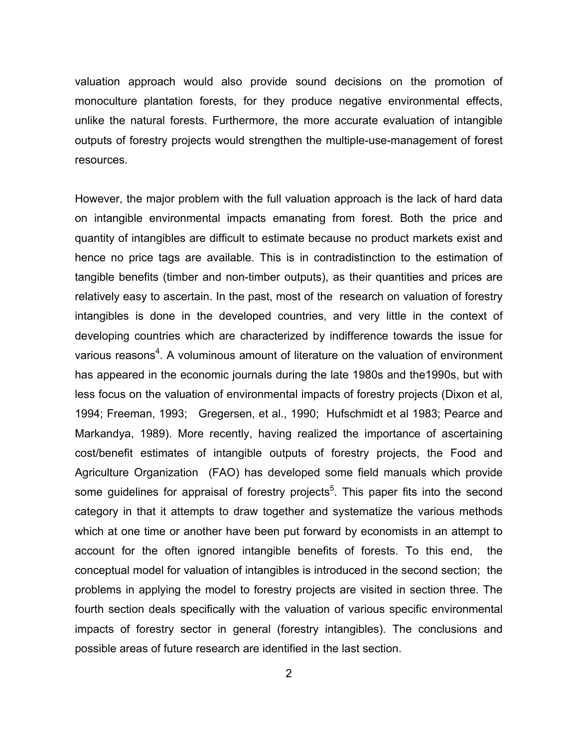valuation approach would also provide sound decisions on the promotion of monoculture plantation forests, for they produce negative environmental effects, unlike the natural forests. Furthermore, the more accurate evaluation of intangible outputs of forestry projects would strengthen the multiple-use-management of forest resources.

However, the major problem with the full valuation approach is the lack of hard data on intangible environmental impacts emanating from forest. Both the price and quantity of intangibles are difficult to estimate because no product markets exist and hence no price tags are available. This is in contradistinction to the estimation of tangible benefits (timber and non-timber outputs), as their quantities and prices are relatively easy to ascertain. In the past, most of the research on valuation of forestry intangibles is done in the developed countries, and very little in the context of developing countries which are characterized by indifference towards the issue for various reasons[4]. A voluminous amount of literature on the valuation of environment has appeared in the economic journals during the late 1980s and the1990s, but with less focus on the valuation of environmental impacts of forestry projects (Dixon et al, 1994; Freeman, 1993; Gregersen, et al., 1990; Hufschmidt et al 1983; Pearce and Markandya, 1989). More recently, having realized the importance of ascertaining cost/benefit estimates of intangible outputs of forestry projects, the Food and Agriculture Organization (FAO) has developed some field manuals which provide some guidelines for appraisal of forestry projects[5]. This paper fits into the second category in that it attempts to draw together and systematize the various methods which at one time or another have been put forward by economists in an attempt to account for the often ignored intangible benefits of forests. To this end, the conceptual model for valuation of intangibles is introduced in the second section; the problems in applying the model to forestry projects are visited in section three. The fourth section deals specifically with the valuation of various specific environmental impacts of forestry sector in general (forestry intangibles). The conclusions and possible areas of future research are identified in the last section.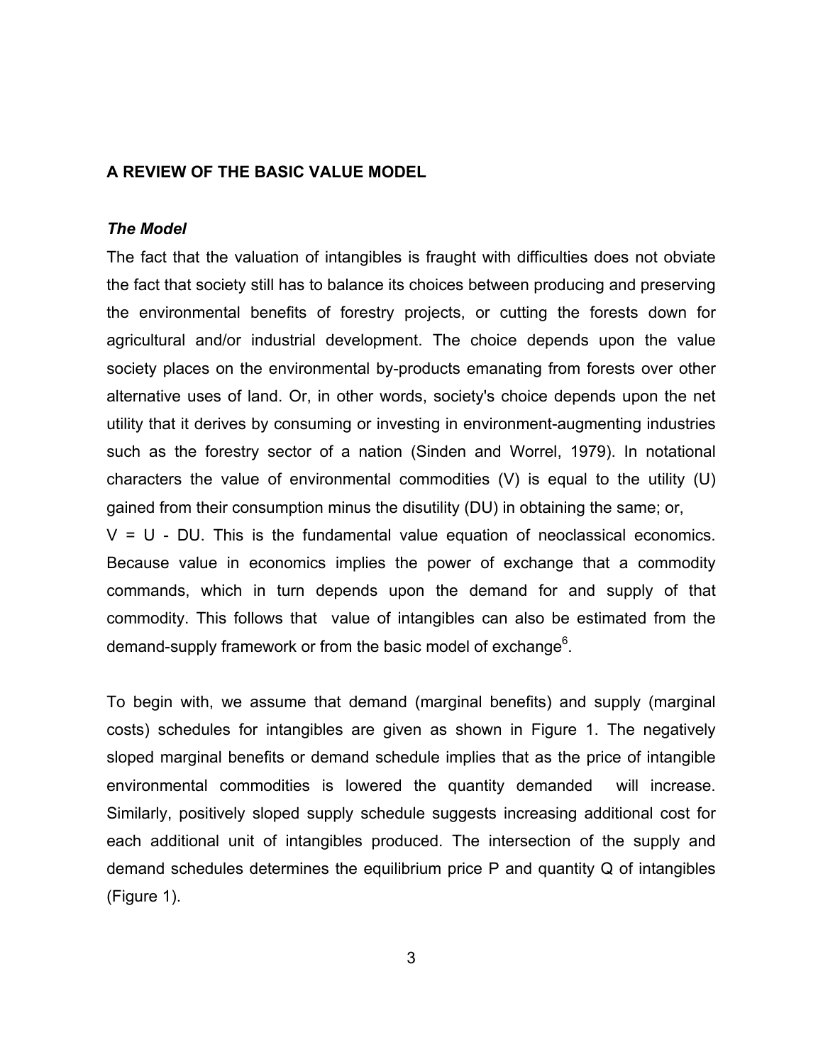## A REVIEW OF THE BASIC VALUE MODEL

### *The Model*

The fact that the valuation of intangibles is fraught with difficulties does not obviate the fact that society still has to balance its choices between producing and preserving the environmental benefits of forestry projects, or cutting the forests down for agricultural and/or industrial development. The choice depends upon the value society places on the environmental by-products emanating from forests over other alternative uses of land. Or, in other words, society's choice depends upon the net utility that it derives by consuming or investing in environment-augmenting industries such as the forestry sector of a nation (Sinden and Worrel, 1979). In notational characters the value of environmental commodities (V) is equal to the utility (U) gained from their consumption minus the disutility (DU) in obtaining the same; or, $V = U - DU$. This is the fundamental value equation of neoclassical economics. Because value in economics implies the power of exchange that a commodity commands, which in turn depends upon the demand for and supply of that commodity. This follows that value of intangibles can also be estimated from the demand-supply framework or from the basic model of exchange[6].

To begin with, we assume that demand (marginal benefits) and supply (marginal costs) schedules for intangibles are given as shown in Figure 1. The negatively sloped marginal benefits or demand schedule implies that as the price of intangible environmental commodities is lowered the quantity demanded will increase. Similarly, positively sloped supply schedule suggests increasing additional cost for each additional unit of intangibles produced. The intersection of the supply and demand schedules determines the equilibrium price P and quantity Q of intangibles (Figure 1).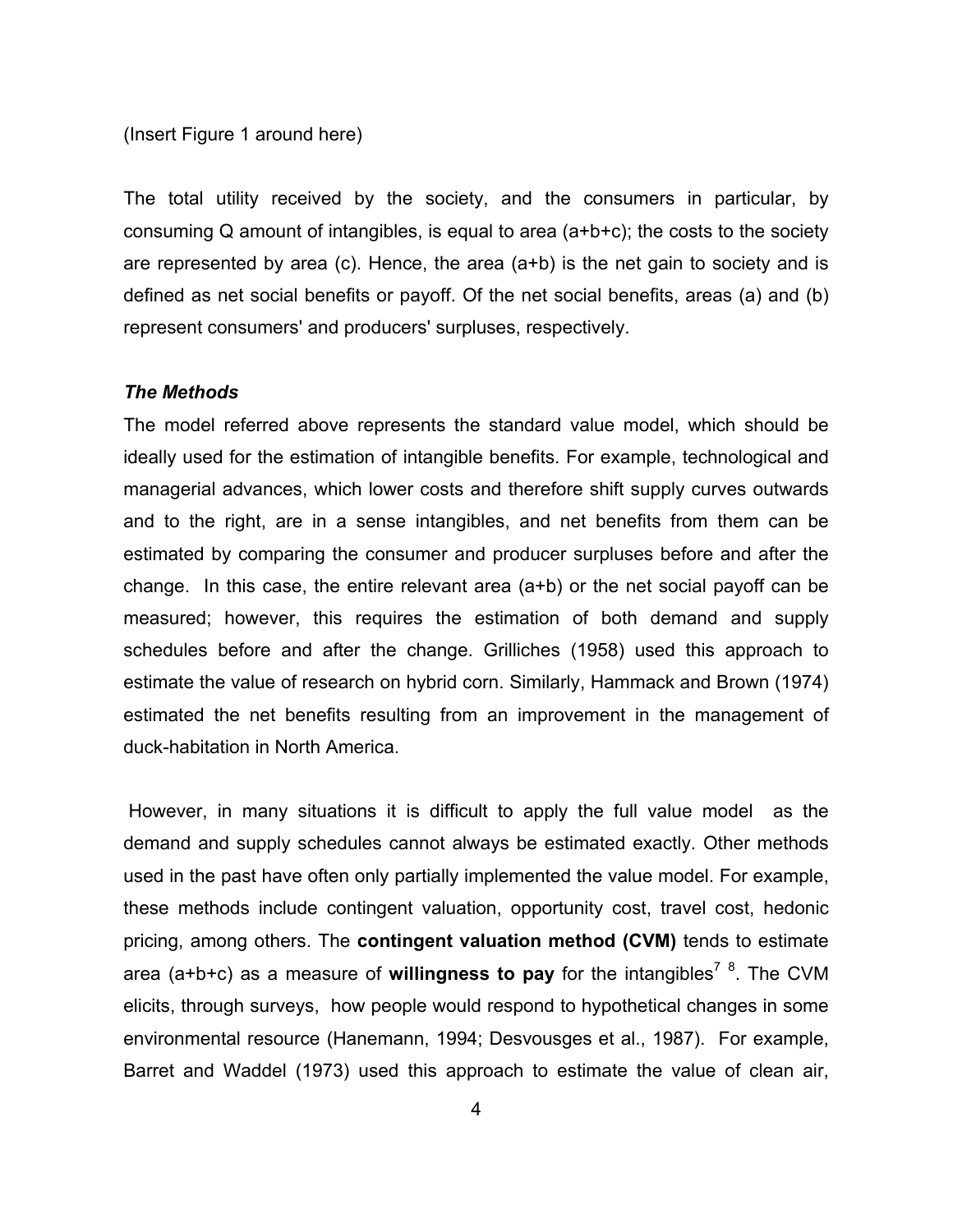(Insert Figure 1 around here)

The total utility received by the society, and the consumers in particular, by consuming Q amount of intangibles, is equal to area (a+b+c); the costs to the society are represented by area (c). Hence, the area (a+b) is the net gain to society and is defined as net social benefits or payoff. Of the net social benefits, areas (a) and (b) represent consumers' and producers' surpluses, respectively.

### *The Methods*

The model referred above represents the standard value model, which should be ideally used for the estimation of intangible benefits. For example, technological and managerial advances, which lower costs and therefore shift supply curves outwards and to the right, are in a sense intangibles, and net benefits from them can be estimated by comparing the consumer and producer surpluses before and after the change. In this case, the entire relevant area (a+b) or the net social payoff can be measured; however, this requires the estimation of both demand and supply schedules before and after the change. Grilliches (1958) used this approach to estimate the value of research on hybrid corn. Similarly, Hammack and Brown (1974) estimated the net benefits resulting from an improvement in the management of duck-habitation in North America.

However, in many situations it is difficult to apply the full value model as the demand and supply schedules cannot always be estimated exactly. Other methods used in the past have often only partially implemented the value model. For example, these methods include contingent valuation, opportunity cost, travel cost, hedonic pricing, among others. The **contingent valuation method (CVM)** tends to estimate area (a+b+c) as a measure of **willingness to pay** for the intangibles[7] [8]. The CVM elicits, through surveys, how people would respond to hypothetical changes in some environmental resource (Hanemann, 1994; Desvousges et al., 1987). For example, Barret and Waddel (1973) used this approach to estimate the value of clean air,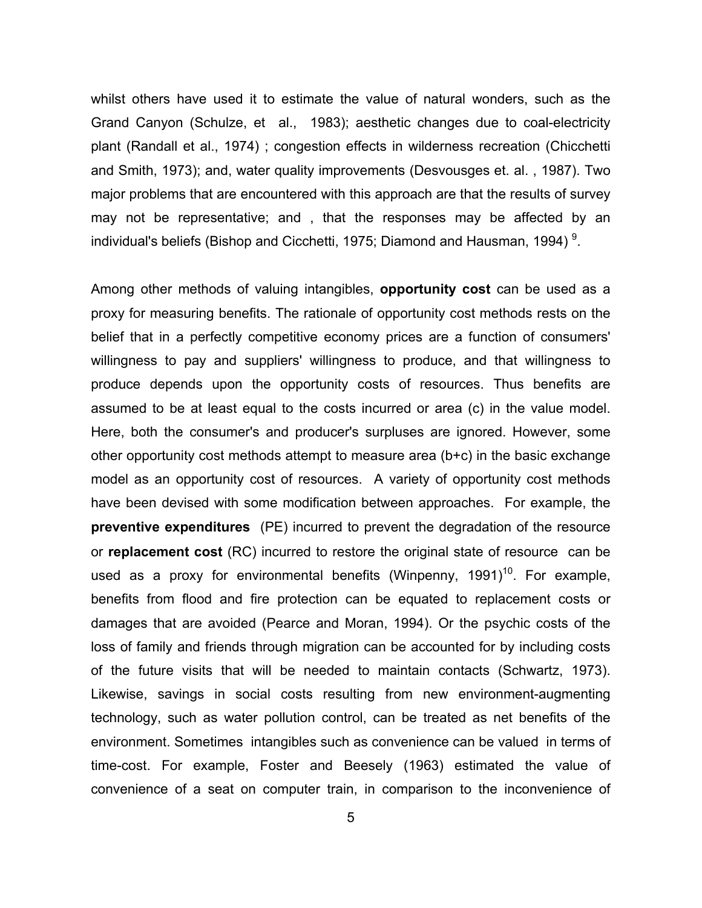whilst others have used it to estimate the value of natural wonders, such as the Grand Canyon (Schulze, et al., 1983); aesthetic changes due to coal-electricity plant (Randall et al., 1974) ; congestion effects in wilderness recreation (Chicchetti and Smith, 1973); and, water quality improvements (Desvousges et. al. , 1987). Two major problems that are encountered with this approach are that the results of survey may not be representative; and , that the responses may be affected by an individual's beliefs (Bishop and Cicchetti, 1975; Diamond and Hausman, 1994) [9].

Among other methods of valuing intangibles, **opportunity cost** can be used as a proxy for measuring benefits. The rationale of opportunity cost methods rests on the belief that in a perfectly competitive economy prices are a function of consumers' willingness to pay and suppliers' willingness to produce, and that willingness to produce depends upon the opportunity costs of resources. Thus benefits are assumed to be at least equal to the costs incurred or area (c) in the value model. Here, both the consumer's and producer's surpluses are ignored. However, some other opportunity cost methods attempt to measure area (b+c) in the basic exchange model as an opportunity cost of resources. A variety of opportunity cost methods have been devised with some modification between approaches. For example, the **preventive expenditures** (PE) incurred to prevent the degradation of the resource or **replacement cost** (RC) incurred to restore the original state of resource can be used as a proxy for environmental benefits (Winpenny, 1991)[10]. For example, benefits from flood and fire protection can be equated to replacement costs or damages that are avoided (Pearce and Moran, 1994). Or the psychic costs of the loss of family and friends through migration can be accounted for by including costs of the future visits that will be needed to maintain contacts (Schwartz, 1973). Likewise, savings in social costs resulting from new environment-augmenting technology, such as water pollution control, can be treated as net benefits of the environment. Sometimes intangibles such as convenience can be valued in terms of time-cost. For example, Foster and Beesely (1963) estimated the value of convenience of a seat on computer train, in comparison to the inconvenience of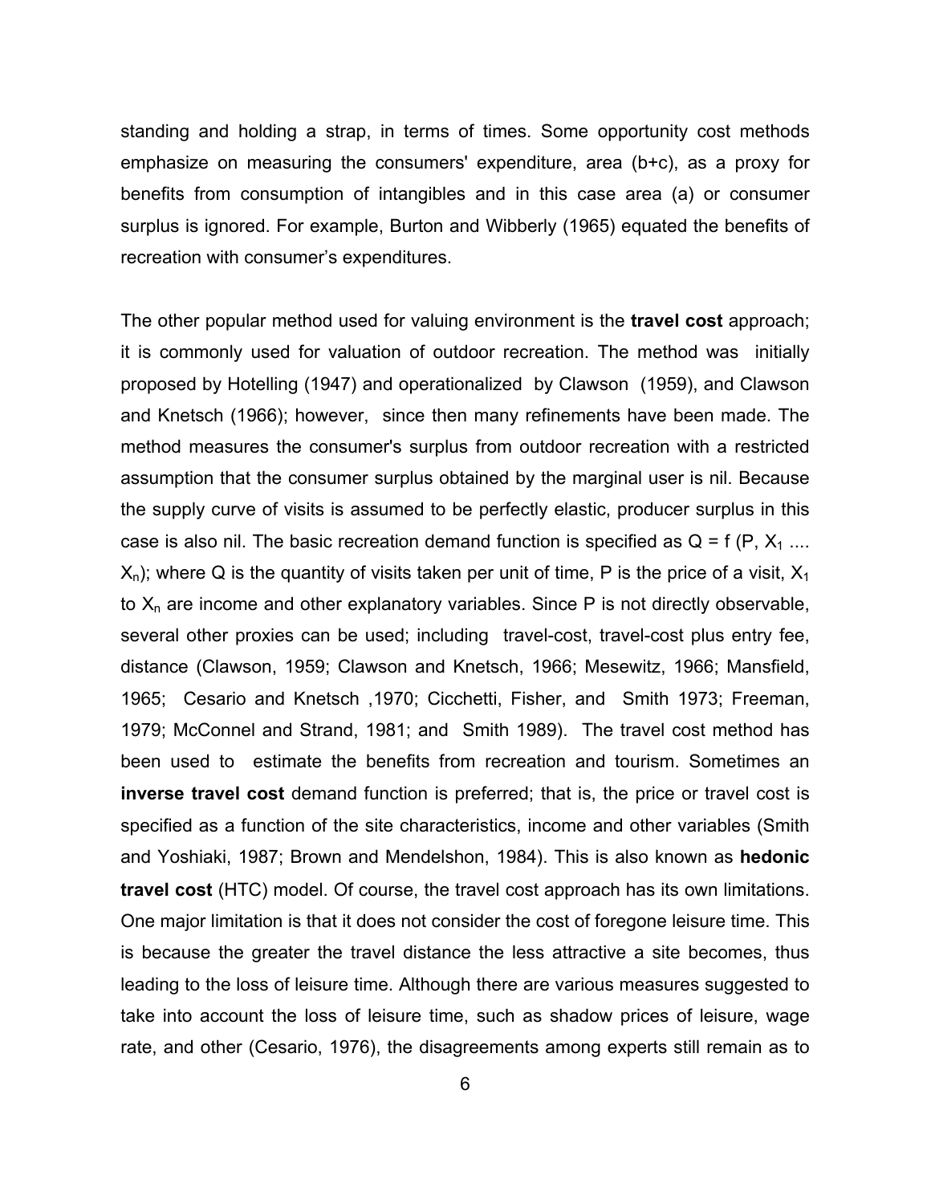standing and holding a strap, in terms of times. Some opportunity cost methods emphasize on measuring the consumers' expenditure, area (b+c), as a proxy for benefits from consumption of intangibles and in this case area (a) or consumer surplus is ignored. For example, Burton and Wibberly (1965) equated the benefits of recreation with consumer's expenditures.

The other popular method used for valuing environment is the **travel cost** approach; it is commonly used for valuation of outdoor recreation. The method was initially proposed by Hotelling (1947) and operationalized by Clawson (1959), and Clawson and Knetsch (1966); however, since then many refinements have been made. The method measures the consumer's surplus from outdoor recreation with a restricted assumption that the consumer surplus obtained by the marginal user is nil. Because the supply curve of visits is assumed to be perfectly elastic, producer surplus in this case is also nil. The basic recreation demand function is specified as $Q = f(P, X_1 \ldots X_n)$; where Q is the quantity of visits taken per unit of time, P is the price of a visit, $X_1$ to $X_n$ are income and other explanatory variables. Since P is not directly observable, several other proxies can be used; including travel-cost, travel-cost plus entry fee, distance (Clawson, 1959; Clawson and Knetsch, 1966; Mesewitz, 1966; Mansfield, 1965; Cesario and Knetsch ,1970; Cicchetti, Fisher, and Smith 1973; Freeman, 1979; McConnel and Strand, 1981; and Smith 1989). The travel cost method has been used to estimate the benefits from recreation and tourism. Sometimes an **inverse travel cost** demand function is preferred; that is, the price or travel cost is specified as a function of the site characteristics, income and other variables (Smith and Yoshiaki, 1987; Brown and Mendelshon, 1984). This is also known as **hedonic travel cost** (HTC) model. Of course, the travel cost approach has its own limitations. One major limitation is that it does not consider the cost of foregone leisure time. This is because the greater the travel distance the less attractive a site becomes, thus leading to the loss of leisure time. Although there are various measures suggested to take into account the loss of leisure time, such as shadow prices of leisure, wage rate, and other (Cesario, 1976), the disagreements among experts still remain as to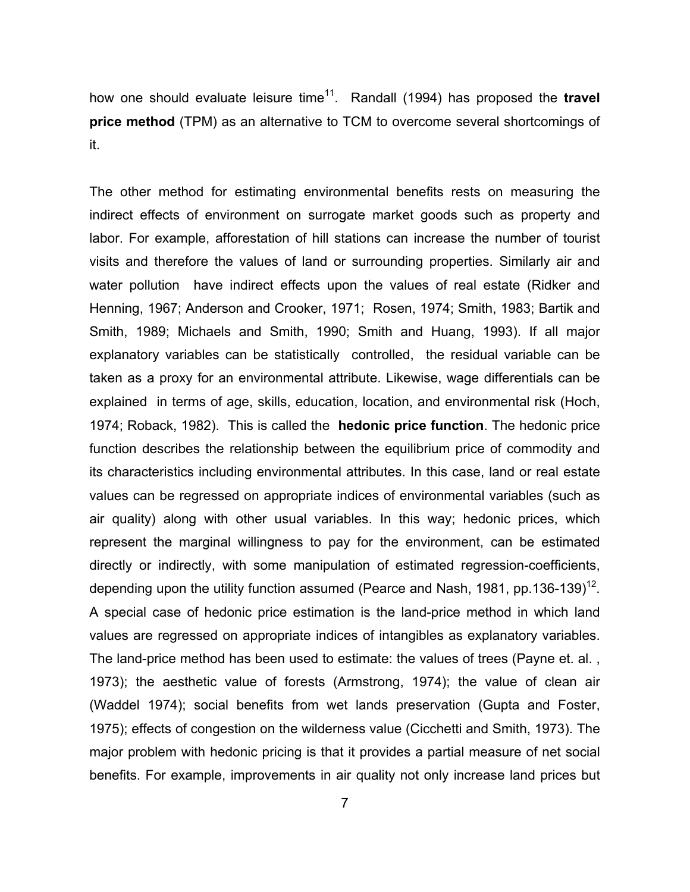how one should evaluate leisure time[11]. Randall (1994) has proposed the **travel price method** (TPM) as an alternative to TCM to overcome several shortcomings of it.

The other method for estimating environmental benefits rests on measuring the indirect effects of environment on surrogate market goods such as property and labor. For example, afforestation of hill stations can increase the number of tourist visits and therefore the values of land or surrounding properties. Similarly air and water pollution have indirect effects upon the values of real estate (Ridker and Henning, 1967; Anderson and Crooker, 1971; Rosen, 1974; Smith, 1983; Bartik and Smith, 1989; Michaels and Smith, 1990; Smith and Huang, 1993). If all major explanatory variables can be statistically controlled, the residual variable can be taken as a proxy for an environmental attribute. Likewise, wage differentials can be explained in terms of age, skills, education, location, and environmental risk (Hoch, 1974; Roback, 1982). This is called the **hedonic price function**. The hedonic price function describes the relationship between the equilibrium price of commodity and its characteristics including environmental attributes. In this case, land or real estate values can be regressed on appropriate indices of environmental variables (such as air quality) along with other usual variables. In this way; hedonic prices, which represent the marginal willingness to pay for the environment, can be estimated directly or indirectly, with some manipulation of estimated regression-coefficients, depending upon the utility function assumed (Pearce and Nash, 1981, pp.136-139)[12]. A special case of hedonic price estimation is the land-price method in which land values are regressed on appropriate indices of intangibles as explanatory variables. The land-price method has been used to estimate: the values of trees (Payne et. al. , 1973); the aesthetic value of forests (Armstrong, 1974); the value of clean air (Waddel 1974); social benefits from wet lands preservation (Gupta and Foster, 1975); effects of congestion on the wilderness value (Cicchetti and Smith, 1973). The major problem with hedonic pricing is that it provides a partial measure of net social benefits. For example, improvements in air quality not only increase land prices but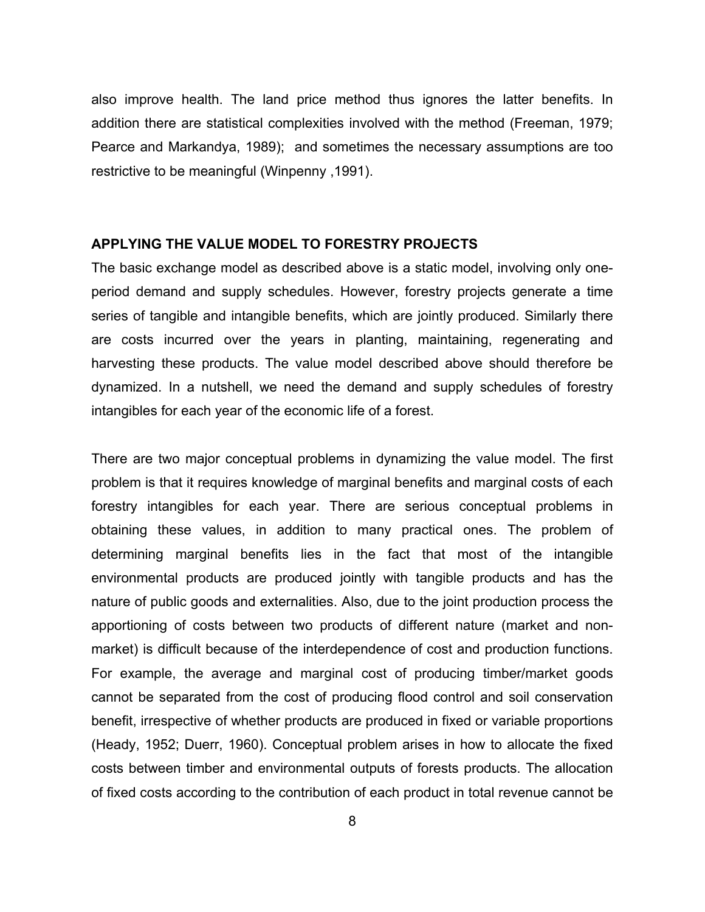also improve health. The land price method thus ignores the latter benefits. In addition there are statistical complexities involved with the method (Freeman, 1979; Pearce and Markandya, 1989); and sometimes the necessary assumptions are too restrictive to be meaningful (Winpenny ,1991).

## APPLYING THE VALUE MODEL TO FORESTRY PROJECTS

The basic exchange model as described above is a static model, involving only one-period demand and supply schedules. However, forestry projects generate a time series of tangible and intangible benefits, which are jointly produced. Similarly there are costs incurred over the years in planting, maintaining, regenerating and harvesting these products. The value model described above should therefore be dynamized. In a nutshell, we need the demand and supply schedules of forestry intangibles for each year of the economic life of a forest.

There are two major conceptual problems in dynamizing the value model. The first problem is that it requires knowledge of marginal benefits and marginal costs of each forestry intangibles for each year. There are serious conceptual problems in obtaining these values, in addition to many practical ones. The problem of determining marginal benefits lies in the fact that most of the intangible environmental products are produced jointly with tangible products and has the nature of public goods and externalities. Also, due to the joint production process the apportioning of costs between two products of different nature (market and non-market) is difficult because of the interdependence of cost and production functions. For example, the average and marginal cost of producing timber/market goods cannot be separated from the cost of producing flood control and soil conservation benefit, irrespective of whether products are produced in fixed or variable proportions (Heady, 1952; Duerr, 1960). Conceptual problem arises in how to allocate the fixed costs between timber and environmental outputs of forests products. The allocation of fixed costs according to the contribution of each product in total revenue cannot be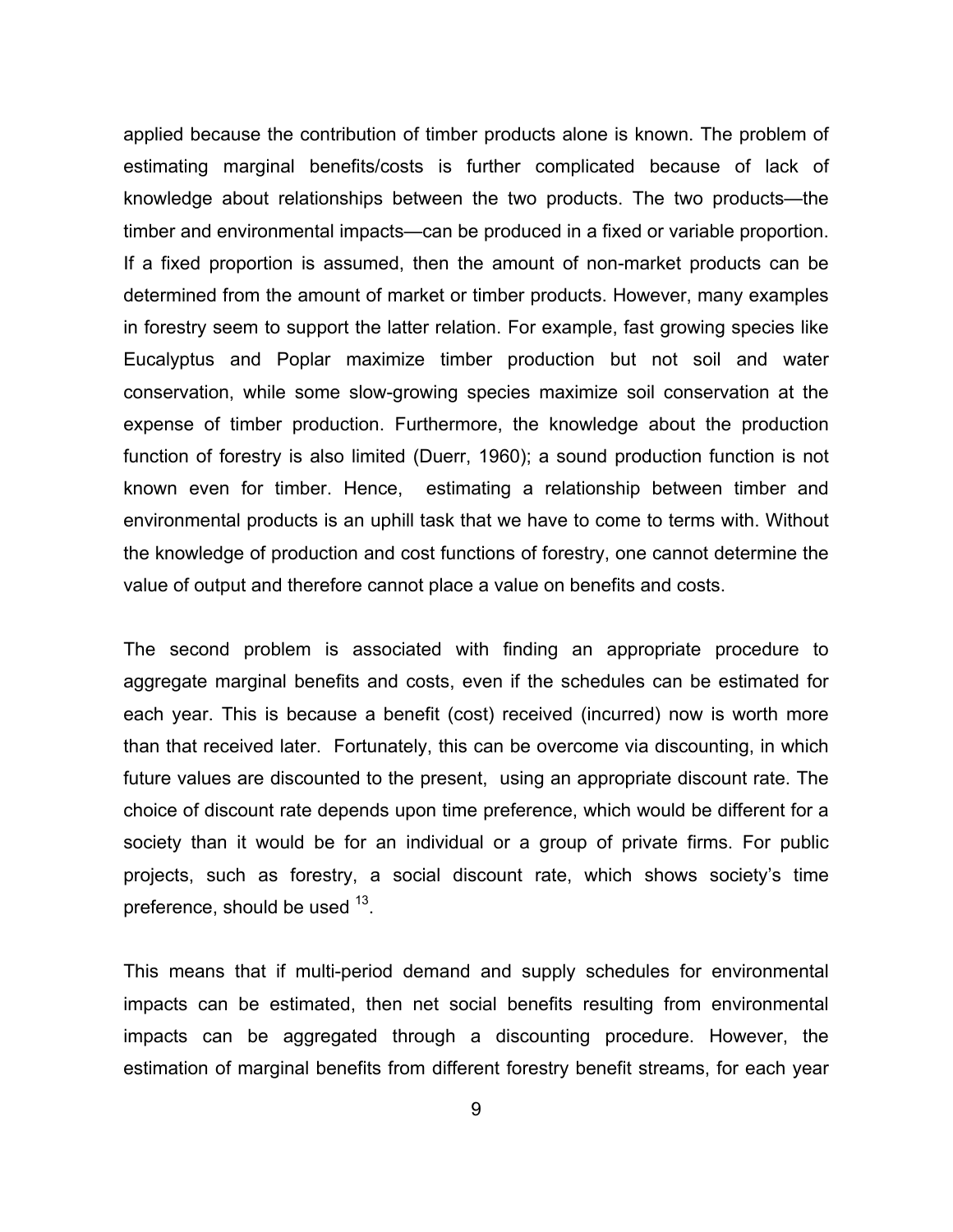applied because the contribution of timber products alone is known. The problem of estimating marginal benefits/costs is further complicated because of lack of knowledge about relationships between the two products. The two products—the timber and environmental impacts—can be produced in a fixed or variable proportion. If a fixed proportion is assumed, then the amount of non-market products can be determined from the amount of market or timber products. However, many examples in forestry seem to support the latter relation. For example, fast growing species like Eucalyptus and Poplar maximize timber production but not soil and water conservation, while some slow-growing species maximize soil conservation at the expense of timber production. Furthermore, the knowledge about the production function of forestry is also limited (Duerr, 1960); a sound production function is not known even for timber. Hence, estimating a relationship between timber and environmental products is an uphill task that we have to come to terms with. Without the knowledge of production and cost functions of forestry, one cannot determine the value of output and therefore cannot place a value on benefits and costs.

The second problem is associated with finding an appropriate procedure to aggregate marginal benefits and costs, even if the schedules can be estimated for each year. This is because a benefit (cost) received (incurred) now is worth more than that received later. Fortunately, this can be overcome via discounting, in which future values are discounted to the present, using an appropriate discount rate. The choice of discount rate depends upon time preference, which would be different for a society than it would be for an individual or a group of private firms. For public projects, such as forestry, a social discount rate, which shows society's time preference, should be used [13].

This means that if multi-period demand and supply schedules for environmental impacts can be estimated, then net social benefits resulting from environmental impacts can be aggregated through a discounting procedure. However, the estimation of marginal benefits from different forestry benefit streams, for each year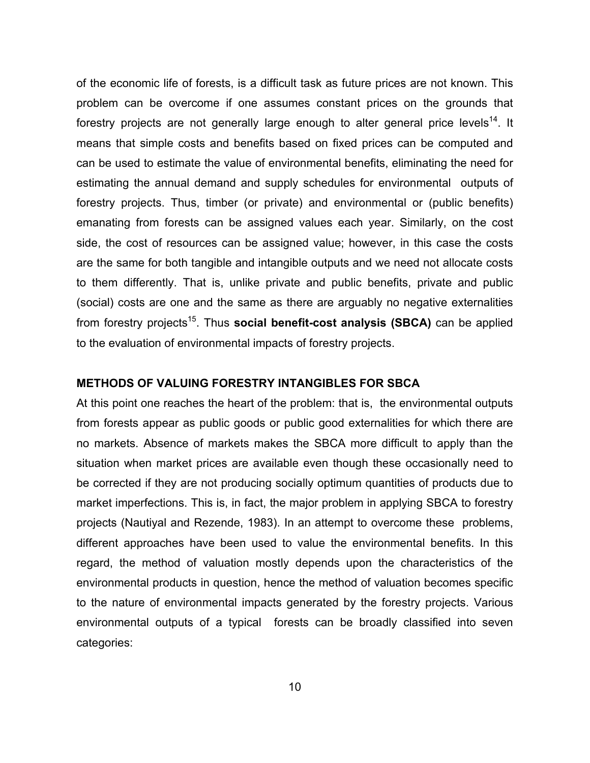of the economic life of forests, is a difficult task as future prices are not known. This problem can be overcome if one assumes constant prices on the grounds that forestry projects are not generally large enough to alter general price levels[14]. It means that simple costs and benefits based on fixed prices can be computed and can be used to estimate the value of environmental benefits, eliminating the need for estimating the annual demand and supply schedules for environmental outputs of forestry projects. Thus, timber (or private) and environmental or (public benefits) emanating from forests can be assigned values each year. Similarly, on the cost side, the cost of resources can be assigned value; however, in this case the costs are the same for both tangible and intangible outputs and we need not allocate costs to them differently. That is, unlike private and public benefits, private and public (social) costs are one and the same as there are arguably no negative externalities from forestry projects[15]. Thus **social benefit-cost analysis (SBCA)** can be applied to the evaluation of environmental impacts of forestry projects.

## METHODS OF VALUING FORESTRY INTANGIBLES FOR SBCA

At this point one reaches the heart of the problem: that is, the environmental outputs from forests appear as public goods or public good externalities for which there are no markets. Absence of markets makes the SBCA more difficult to apply than the situation when market prices are available even though these occasionally need to be corrected if they are not producing socially optimum quantities of products due to market imperfections. This is, in fact, the major problem in applying SBCA to forestry projects (Nautiyal and Rezende, 1983). In an attempt to overcome these problems, different approaches have been used to value the environmental benefits. In this regard, the method of valuation mostly depends upon the characteristics of the environmental products in question, hence the method of valuation becomes specific to the nature of environmental impacts generated by the forestry projects. Various environmental outputs of a typical forests can be broadly classified into seven categories: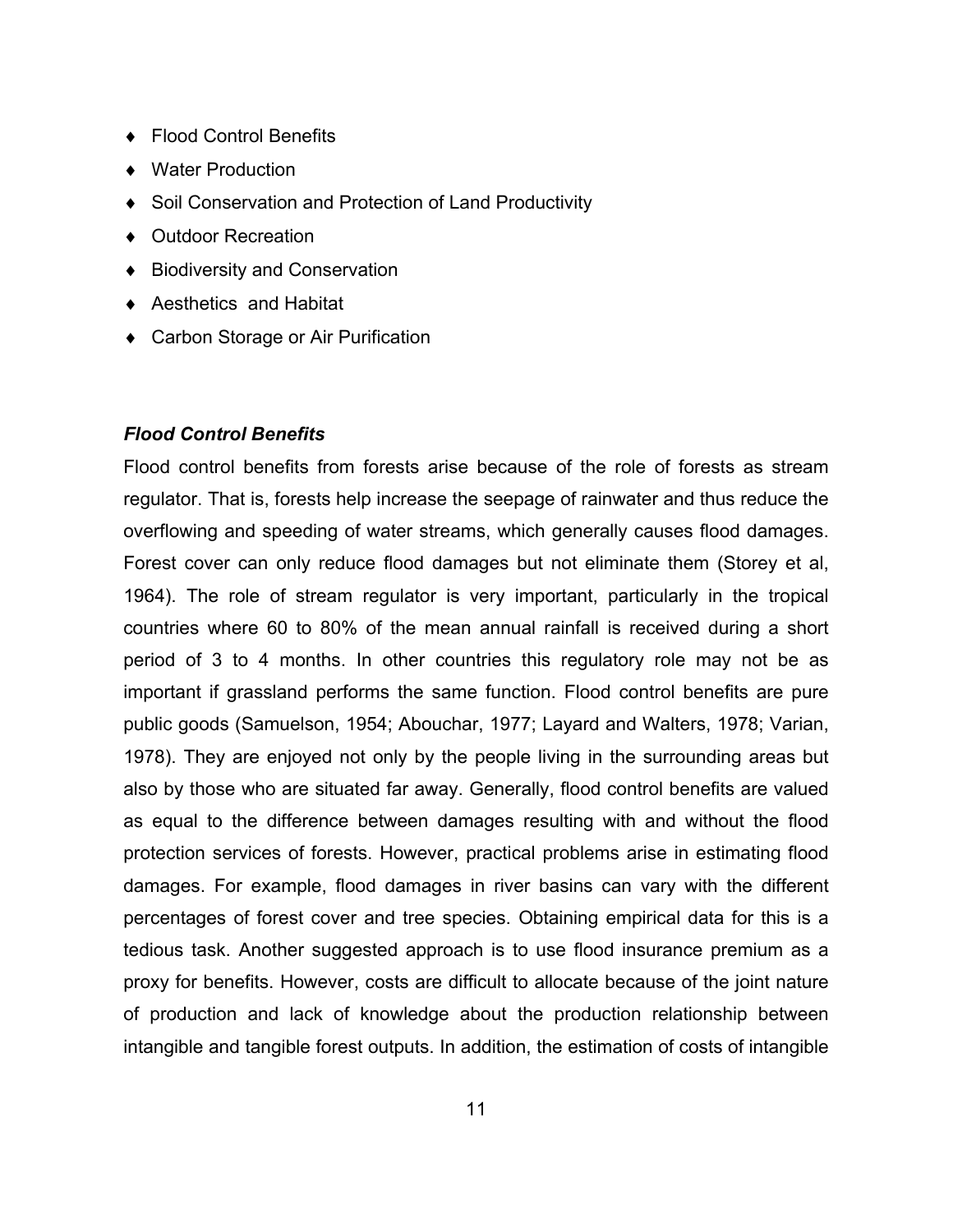- Flood Control Benefits
- Water Production
- Soil Conservation and Protection of Land Productivity
- Outdoor Recreation
- Biodiversity and Conservation
- Aesthetics and Habitat
- Carbon Storage or Air Purification

***Flood Control Benefits***

Flood control benefits from forests arise because of the role of forests as stream regulator. That is, forests help increase the seepage of rainwater and thus reduce the overflowing and speeding of water streams, which generally causes flood damages. Forest cover can only reduce flood damages but not eliminate them (Storey et al, 1964). The role of stream regulator is very important, particularly in the tropical countries where 60 to 80% of the mean annual rainfall is received during a short period of 3 to 4 months. In other countries this regulatory role may not be as important if grassland performs the same function. Flood control benefits are pure public goods (Samuelson, 1954; Abouchar, 1977; Layard and Walters, 1978; Varian, 1978). They are enjoyed not only by the people living in the surrounding areas but also by those who are situated far away. Generally, flood control benefits are valued as equal to the difference between damages resulting with and without the flood protection services of forests. However, practical problems arise in estimating flood damages. For example, flood damages in river basins can vary with the different percentages of forest cover and tree species. Obtaining empirical data for this is a tedious task. Another suggested approach is to use flood insurance premium as a proxy for benefits. However, costs are difficult to allocate because of the joint nature of production and lack of knowledge about the production relationship between intangible and tangible forest outputs. In addition, the estimation of costs of intangible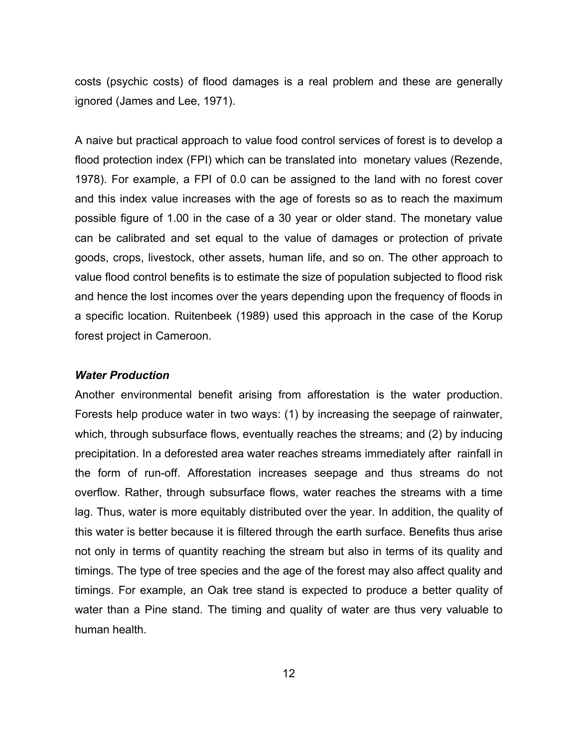costs (psychic costs) of flood damages is a real problem and these are generally ignored (James and Lee, 1971).

A naive but practical approach to value food control services of forest is to develop a flood protection index (FPI) which can be translated into monetary values (Rezende, 1978). For example, a FPI of 0.0 can be assigned to the land with no forest cover and this index value increases with the age of forests so as to reach the maximum possible figure of 1.00 in the case of a 30 year or older stand. The monetary value can be calibrated and set equal to the value of damages or protection of private goods, crops, livestock, other assets, human life, and so on. The other approach to value flood control benefits is to estimate the size of population subjected to flood risk and hence the lost incomes over the years depending upon the frequency of floods in a specific location. Ruitenbeek (1989) used this approach in the case of the Korup forest project in Cameroon.

***Water Production***

Another environmental benefit arising from afforestation is the water production. Forests help produce water in two ways: (1) by increasing the seepage of rainwater, which, through subsurface flows, eventually reaches the streams; and (2) by inducing precipitation. In a deforested area water reaches streams immediately after rainfall in the form of run-off. Afforestation increases seepage and thus streams do not overflow. Rather, through subsurface flows, water reaches the streams with a time lag. Thus, water is more equitably distributed over the year. In addition, the quality of this water is better because it is filtered through the earth surface. Benefits thus arise not only in terms of quantity reaching the stream but also in terms of its quality and timings. The type of tree species and the age of the forest may also affect quality and timings. For example, an Oak tree stand is expected to produce a better quality of water than a Pine stand. The timing and quality of water are thus very valuable to human health.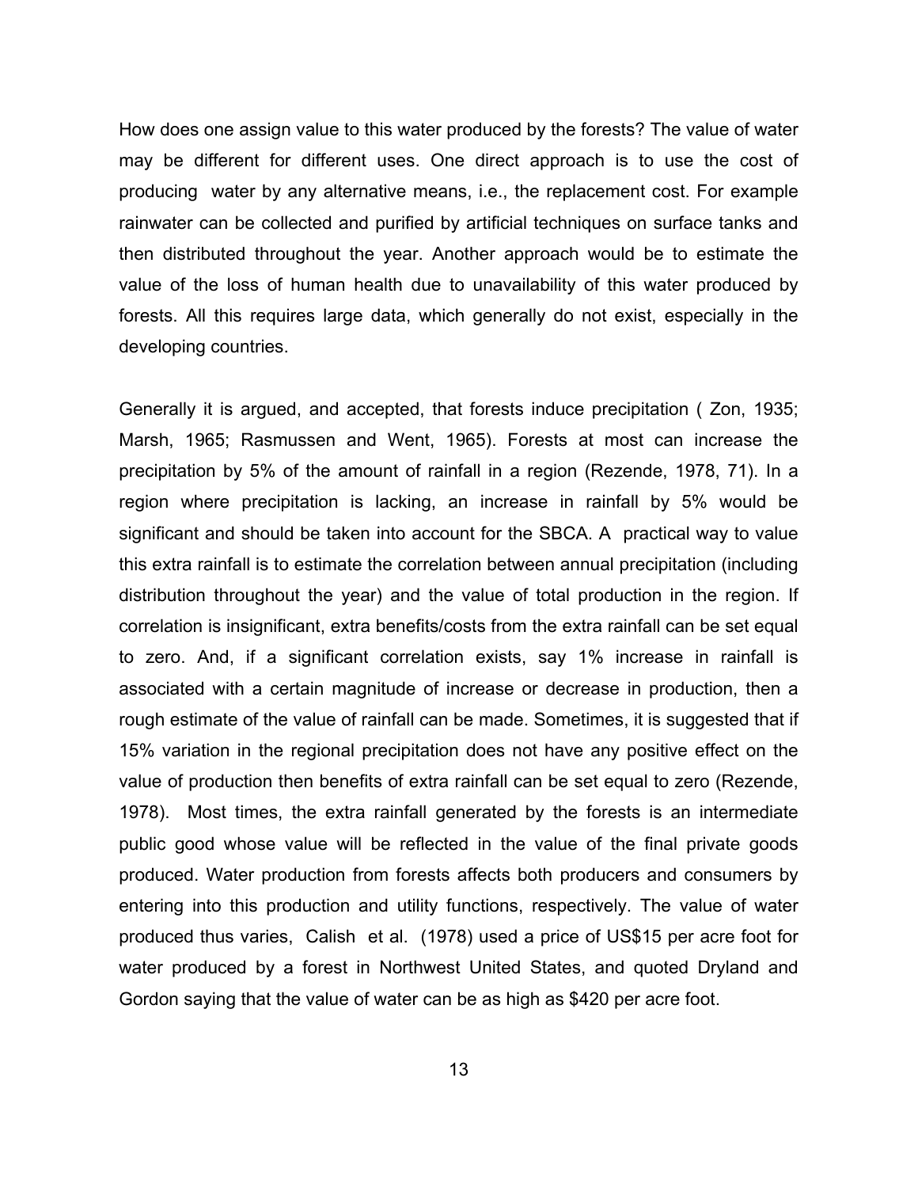How does one assign value to this water produced by the forests? The value of water may be different for different uses. One direct approach is to use the cost of producing water by any alternative means, i.e., the replacement cost. For example rainwater can be collected and purified by artificial techniques on surface tanks and then distributed throughout the year. Another approach would be to estimate the value of the loss of human health due to unavailability of this water produced by forests. All this requires large data, which generally do not exist, especially in the developing countries.

Generally it is argued, and accepted, that forests induce precipitation ( Zon, 1935; Marsh, 1965; Rasmussen and Went, 1965). Forests at most can increase the precipitation by 5% of the amount of rainfall in a region (Rezende, 1978, 71). In a region where precipitation is lacking, an increase in rainfall by 5% would be significant and should be taken into account for the SBCA. A practical way to value this extra rainfall is to estimate the correlation between annual precipitation (including distribution throughout the year) and the value of total production in the region. If correlation is insignificant, extra benefits/costs from the extra rainfall can be set equal to zero. And, if a significant correlation exists, say 1% increase in rainfall is associated with a certain magnitude of increase or decrease in production, then a rough estimate of the value of rainfall can be made. Sometimes, it is suggested that if 15% variation in the regional precipitation does not have any positive effect on the value of production then benefits of extra rainfall can be set equal to zero (Rezende, 1978). Most times, the extra rainfall generated by the forests is an intermediate public good whose value will be reflected in the value of the final private goods produced. Water production from forests affects both producers and consumers by entering into this production and utility functions, respectively. The value of water produced thus varies, Calish et al. (1978) used a price of US$15 per acre foot for water produced by a forest in Northwest United States, and quoted Dryland and Gordon saying that the value of water can be as high as $420 per acre foot.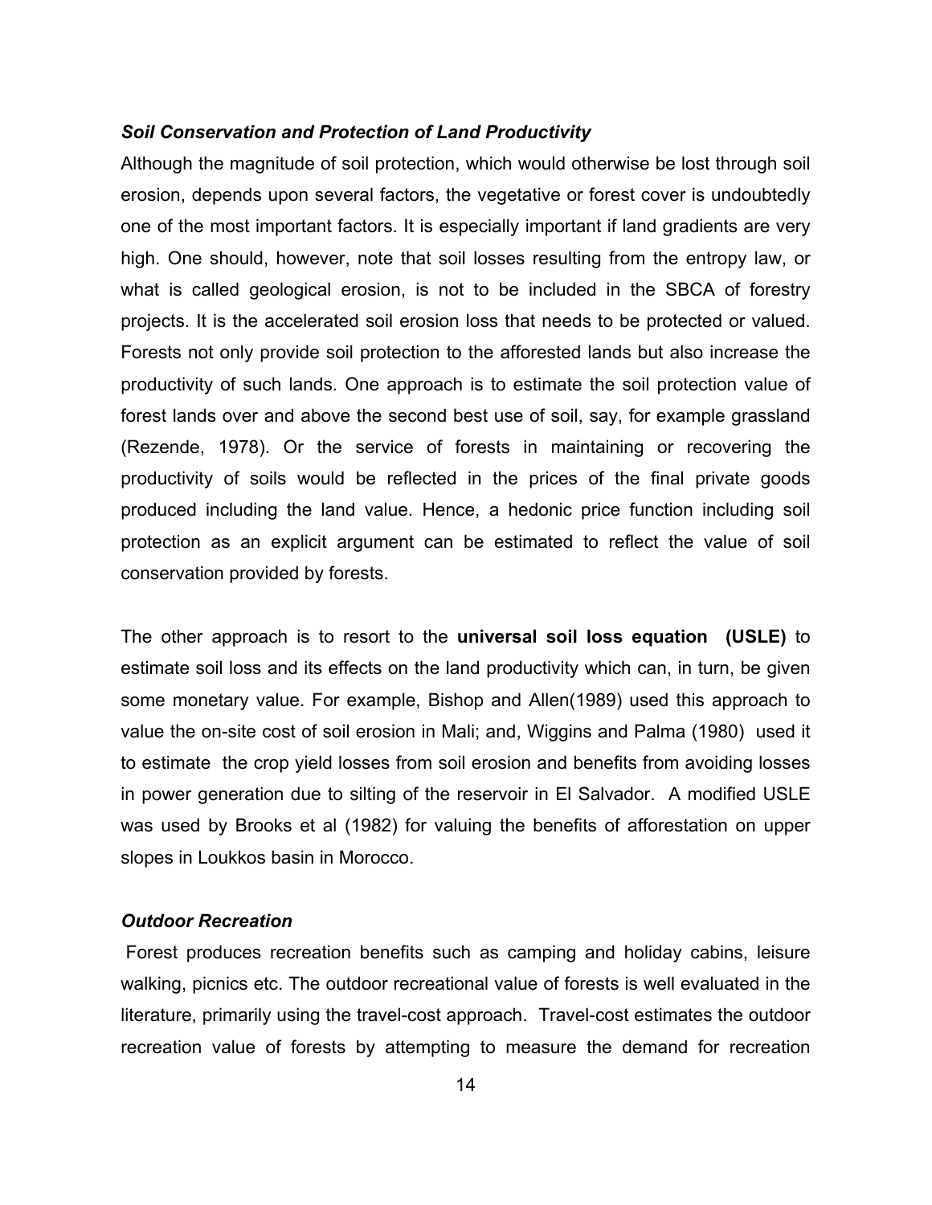### *Soil Conservation and Protection of Land Productivity*

Although the magnitude of soil protection, which would otherwise be lost through soil erosion, depends upon several factors, the vegetative or forest cover is undoubtedly one of the most important factors. It is especially important if land gradients are very high. One should, however, note that soil losses resulting from the entropy law, or what is called geological erosion, is not to be included in the SBCA of forestry projects. It is the accelerated soil erosion loss that needs to be protected or valued. Forests not only provide soil protection to the afforested lands but also increase the productivity of such lands. One approach is to estimate the soil protection value of forest lands over and above the second best use of soil, say, for example grassland (Rezende, 1978). Or the service of forests in maintaining or recovering the productivity of soils would be reflected in the prices of the final private goods produced including the land value. Hence, a hedonic price function including soil protection as an explicit argument can be estimated to reflect the value of soil conservation provided by forests.

The other approach is to resort to the **universal soil loss equation (USLE)** to estimate soil loss and its effects on the land productivity which can, in turn, be given some monetary value. For example, Bishop and Allen(1989) used this approach to value the on-site cost of soil erosion in Mali; and, Wiggins and Palma (1980) used it to estimate the crop yield losses from soil erosion and benefits from avoiding losses in power generation due to silting of the reservoir in El Salvador. A modified USLE was used by Brooks et al (1982) for valuing the benefits of afforestation on upper slopes in Loukkos basin in Morocco.

### *Outdoor Recreation*

Forest produces recreation benefits such as camping and holiday cabins, leisure walking, picnics etc. The outdoor recreational value of forests is well evaluated in the literature, primarily using the travel-cost approach. Travel-cost estimates the outdoor recreation value of forests by attempting to measure the demand for recreation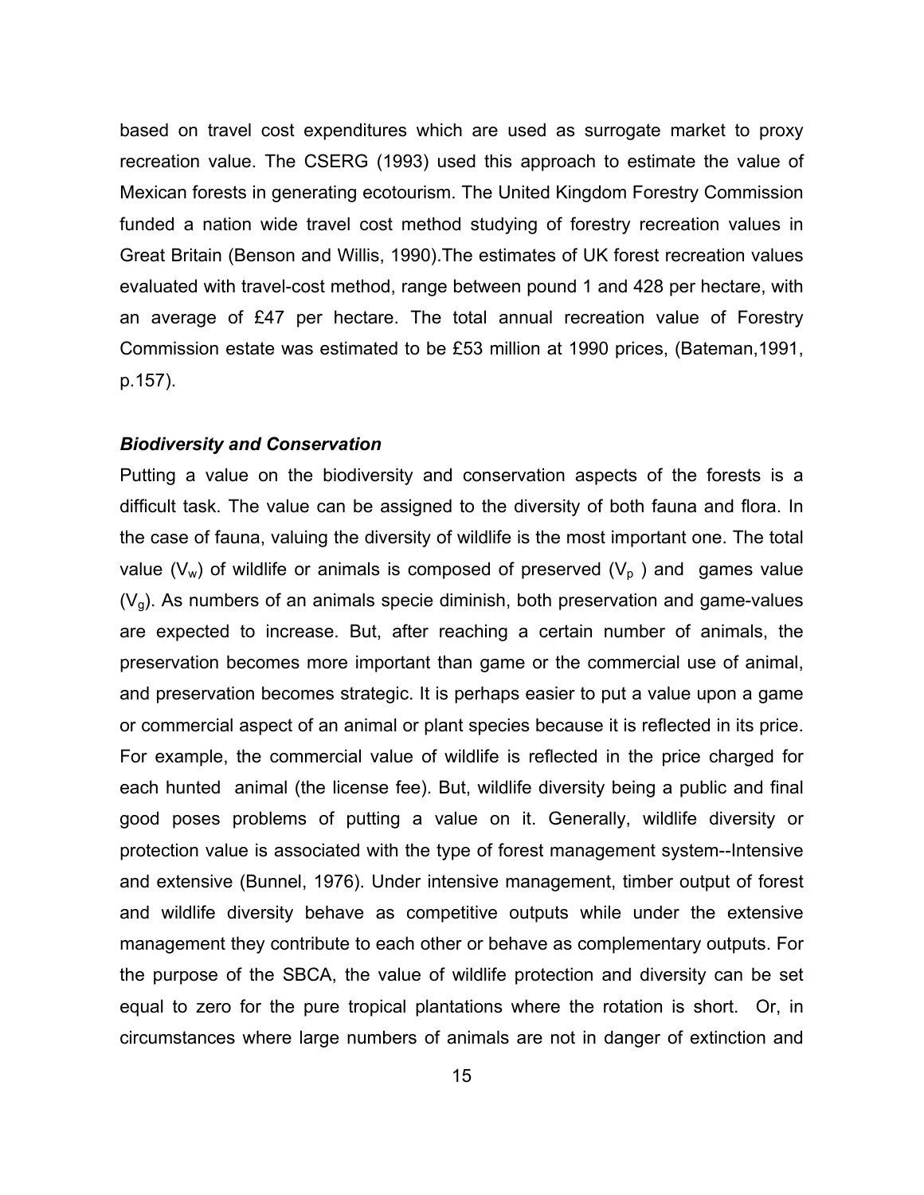based on travel cost expenditures which are used as surrogate market to proxy recreation value. The CSERG (1993) used this approach to estimate the value of Mexican forests in generating ecotourism. The United Kingdom Forestry Commission funded a nation wide travel cost method studying of forestry recreation values in Great Britain (Benson and Willis, 1990).The estimates of UK forest recreation values evaluated with travel-cost method, range between pound 1 and 428 per hectare, with an average of £47 per hectare. The total annual recreation value of Forestry Commission estate was estimated to be £53 million at 1990 prices, (Bateman,1991, p.157).

***Biodiversity and Conservation***

Putting a value on the biodiversity and conservation aspects of the forests is a difficult task. The value can be assigned to the diversity of both fauna and flora. In the case of fauna, valuing the diversity of wildlife is the most important one. The total value ($V_w$) of wildlife or animals is composed of preserved ($V_p$ ) and games value ($V_g$). As numbers of an animals specie diminish, both preservation and game-values are expected to increase. But, after reaching a certain number of animals, the preservation becomes more important than game or the commercial use of animal, and preservation becomes strategic. It is perhaps easier to put a value upon a game or commercial aspect of an animal or plant species because it is reflected in its price. For example, the commercial value of wildlife is reflected in the price charged for each hunted animal (the license fee). But, wildlife diversity being a public and final good poses problems of putting a value on it. Generally, wildlife diversity or protection value is associated with the type of forest management system--Intensive and extensive (Bunnel, 1976). Under intensive management, timber output of forest and wildlife diversity behave as competitive outputs while under the extensive management they contribute to each other or behave as complementary outputs. For the purpose of the SBCA, the value of wildlife protection and diversity can be set equal to zero for the pure tropical plantations where the rotation is short. Or, in circumstances where large numbers of animals are not in danger of extinction and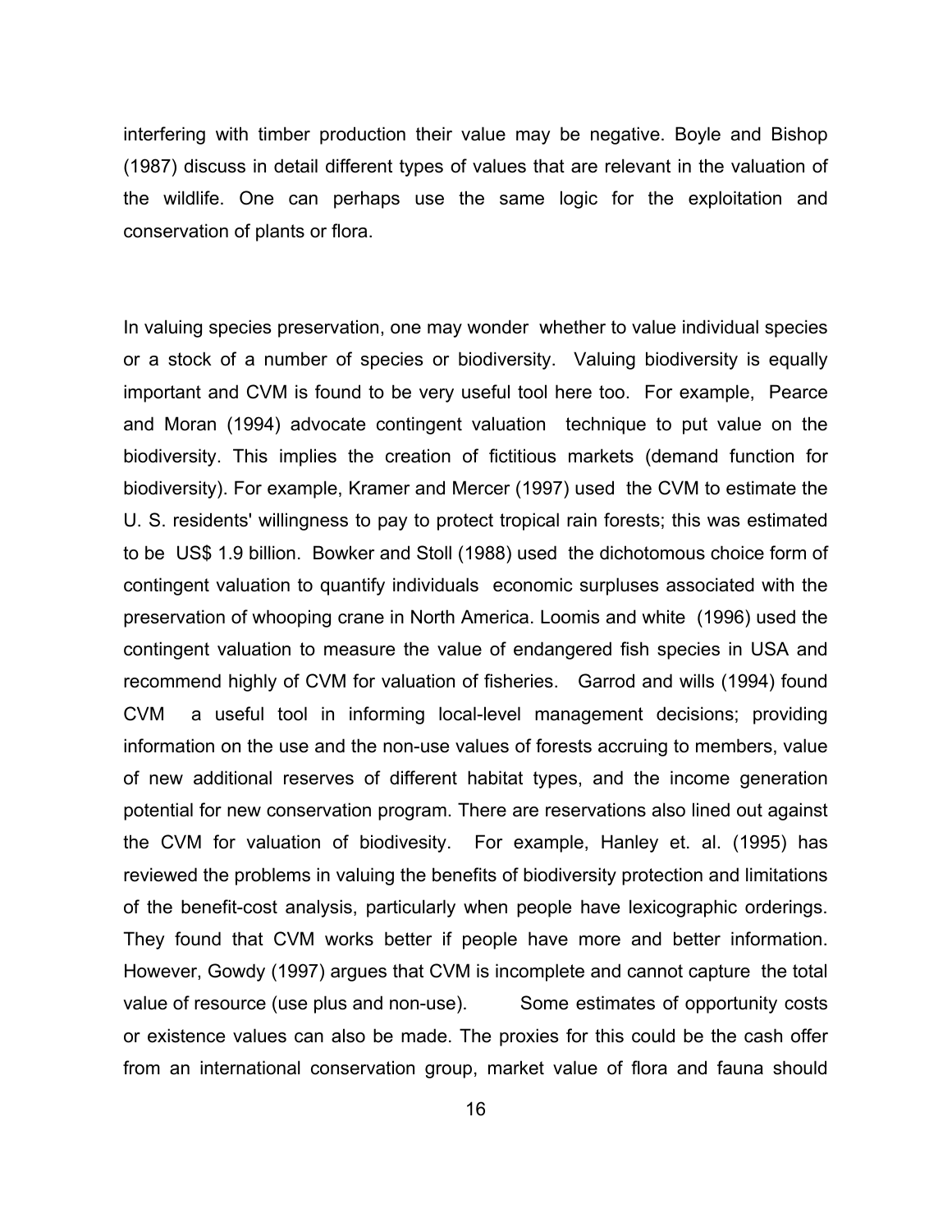interfering with timber production their value may be negative. Boyle and Bishop (1987) discuss in detail different types of values that are relevant in the valuation of the wildlife. One can perhaps use the same logic for the exploitation and conservation of plants or flora.

In valuing species preservation, one may wonder whether to value individual species or a stock of a number of species or biodiversity. Valuing biodiversity is equally important and CVM is found to be very useful tool here too. For example, Pearce and Moran (1994) advocate contingent valuation technique to put value on the biodiversity. This implies the creation of fictitious markets (demand function for biodiversity). For example, Kramer and Mercer (1997) used the CVM to estimate the U. S. residents' willingness to pay to protect tropical rain forests; this was estimated to be US$ 1.9 billion. Bowker and Stoll (1988) used the dichotomous choice form of contingent valuation to quantify individuals economic surpluses associated with the preservation of whooping crane in North America. Loomis and white (1996) used the contingent valuation to measure the value of endangered fish species in USA and recommend highly of CVM for valuation of fisheries. Garrod and wills (1994) found CVM a useful tool in informing local-level management decisions; providing information on the use and the non-use values of forests accruing to members, value of new additional reserves of different habitat types, and the income generation potential for new conservation program. There are reservations also lined out against the CVM for valuation of biodivesity. For example, Hanley et. al. (1995) has reviewed the problems in valuing the benefits of biodiversity protection and limitations of the benefit-cost analysis, particularly when people have lexicographic orderings. They found that CVM works better if people have more and better information. However, Gowdy (1997) argues that CVM is incomplete and cannot capture the total value of resource (use plus and non-use). Some estimates of opportunity costs or existence values can also be made. The proxies for this could be the cash offer from an international conservation group, market value of flora and fauna should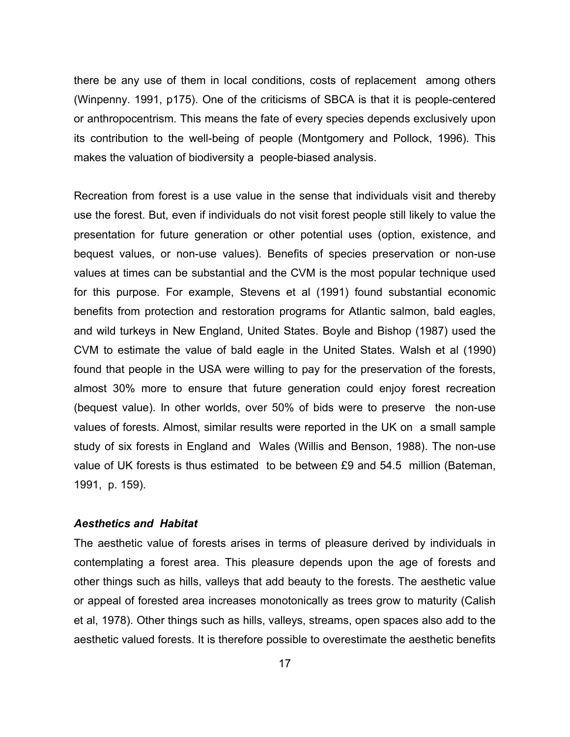there be any use of them in local conditions, costs of replacement among others (Winpenny. 1991, p175). One of the criticisms of SBCA is that it is people-centered or anthropocentrism. This means the fate of every species depends exclusively upon its contribution to the well-being of people (Montgomery and Pollock, 1996). This makes the valuation of biodiversity a people-biased analysis.

Recreation from forest is a use value in the sense that individuals visit and thereby use the forest. But, even if individuals do not visit forest people still likely to value the presentation for future generation or other potential uses (option, existence, and bequest values, or non-use values). Benefits of species preservation or non-use values at times can be substantial and the CVM is the most popular technique used for this purpose. For example, Stevens et al (1991) found substantial economic benefits from protection and restoration programs for Atlantic salmon, bald eagles, and wild turkeys in New England, United States. Boyle and Bishop (1987) used the CVM to estimate the value of bald eagle in the United States. Walsh et al (1990) found that people in the USA were willing to pay for the preservation of the forests, almost 30% more to ensure that future generation could enjoy forest recreation (bequest value). In other worlds, over 50% of bids were to preserve the non-use values of forests. Almost, similar results were reported in the UK on a small sample study of six forests in England and Wales (Willis and Benson, 1988). The non-use value of UK forests is thus estimated to be between £9 and 54.5 million (Bateman, 1991, p. 159).

### *Aesthetics and Habitat*

The aesthetic value of forests arises in terms of pleasure derived by individuals in contemplating a forest area. This pleasure depends upon the age of forests and other things such as hills, valleys that add beauty to the forests. The aesthetic value or appeal of forested area increases monotonically as trees grow to maturity (Calish et al, 1978). Other things such as hills, valleys, streams, open spaces also add to the aesthetic valued forests. It is therefore possible to overestimate the aesthetic benefits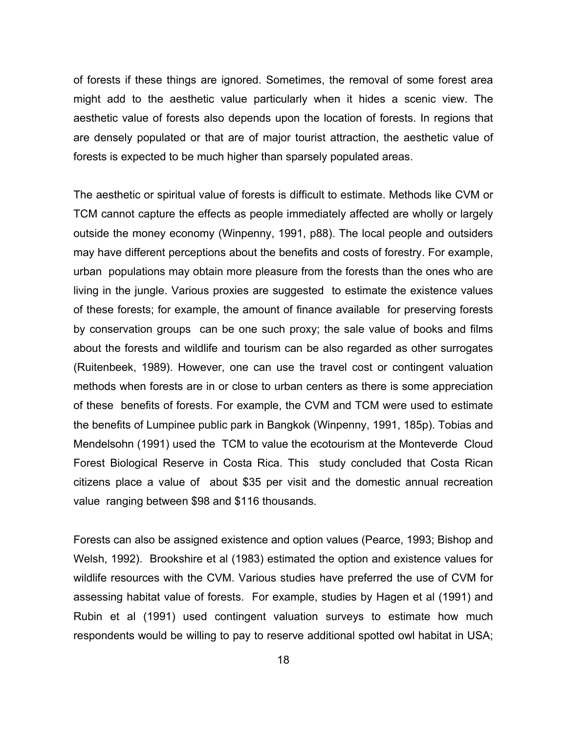of forests if these things are ignored. Sometimes, the removal of some forest area might add to the aesthetic value particularly when it hides a scenic view. The aesthetic value of forests also depends upon the location of forests. In regions that are densely populated or that are of major tourist attraction, the aesthetic value of forests is expected to be much higher than sparsely populated areas.

The aesthetic or spiritual value of forests is difficult to estimate. Methods like CVM or TCM cannot capture the effects as people immediately affected are wholly or largely outside the money economy (Winpenny, 1991, p88). The local people and outsiders may have different perceptions about the benefits and costs of forestry. For example, urban populations may obtain more pleasure from the forests than the ones who are living in the jungle. Various proxies are suggested to estimate the existence values of these forests; for example, the amount of finance available for preserving forests by conservation groups can be one such proxy; the sale value of books and films about the forests and wildlife and tourism can be also regarded as other surrogates (Ruitenbeek, 1989). However, one can use the travel cost or contingent valuation methods when forests are in or close to urban centers as there is some appreciation of these benefits of forests. For example, the CVM and TCM were used to estimate the benefits of Lumpinee public park in Bangkok (Winpenny, 1991, 185p). Tobias and Mendelsohn (1991) used the TCM to value the ecotourism at the Monteverde Cloud Forest Biological Reserve in Costa Rica. This study concluded that Costa Rican citizens place a value of about $35 per visit and the domestic annual recreation value ranging between $98 and $116 thousands.

Forests can also be assigned existence and option values (Pearce, 1993; Bishop and Welsh, 1992). Brookshire et al (1983) estimated the option and existence values for wildlife resources with the CVM. Various studies have preferred the use of CVM for assessing habitat value of forests. For example, studies by Hagen et al (1991) and Rubin et al (1991) used contingent valuation surveys to estimate how much respondents would be willing to pay to reserve additional spotted owl habitat in USA;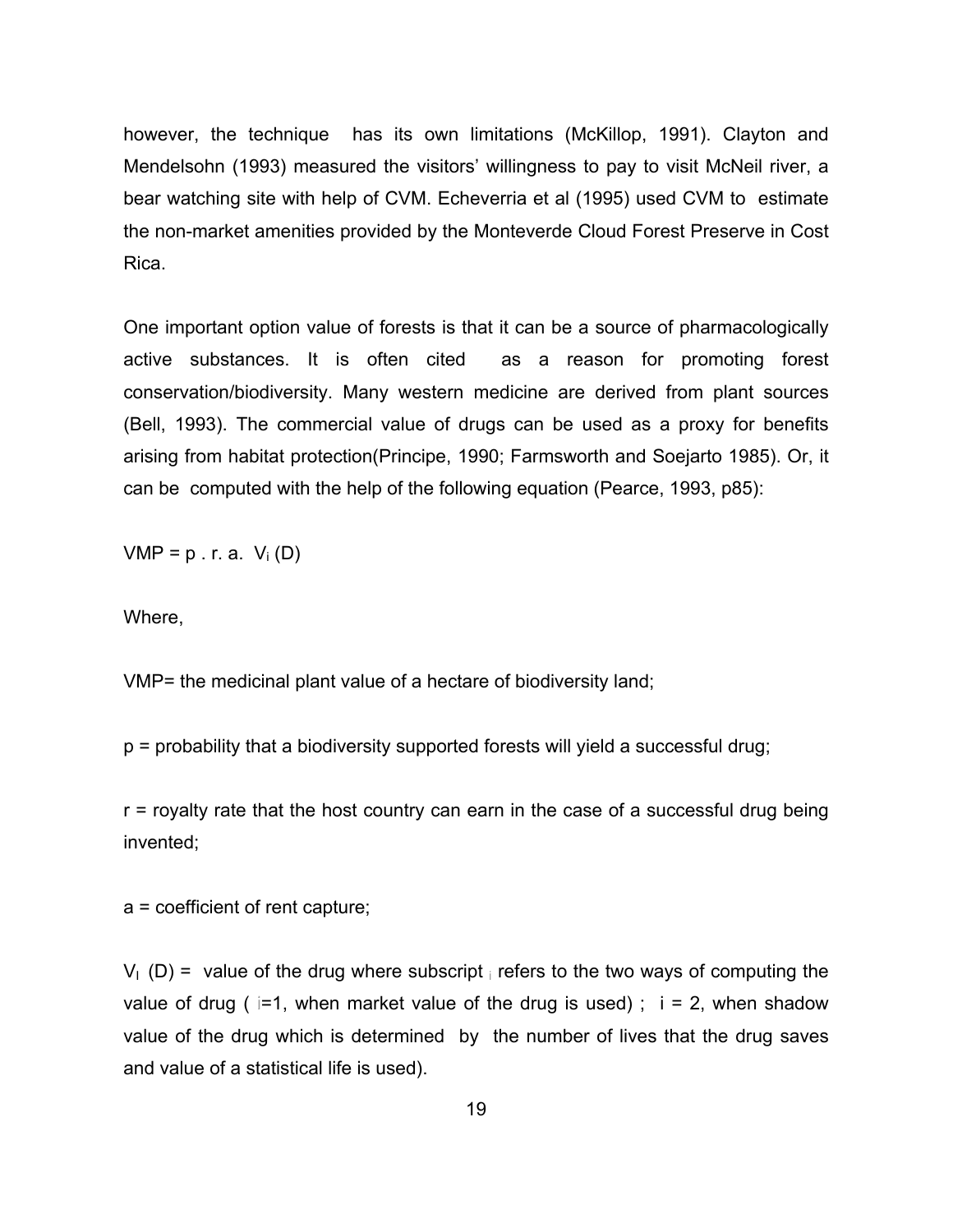however, the technique has its own limitations (McKillop, 1991). Clayton and Mendelsohn (1993) measured the visitors' willingness to pay to visit McNeil river, a bear watching site with help of CVM. Echeverria et al (1995) used CVM to estimate the non-market amenities provided by the Monteverde Cloud Forest Preserve in Cost Rica.

One important option value of forests is that it can be a source of pharmacologically active substances. It is often cited as a reason for promoting forest conservation/biodiversity. Many western medicine are derived from plant sources (Bell, 1993). The commercial value of drugs can be used as a proxy for benefits arising from habitat protection(Principe, 1990; Farmsworth and Soejarto 1985). Or, it can be computed with the help of the following equation (Pearce, 1993, p85):

$$VMP = p \,.\, r \,.\, a \,.\; V_i\,(D)$$

Where,

VMP= the medicinal plant value of a hectare of biodiversity land;

p = probability that a biodiversity supported forests will yield a successful drug;

r = royalty rate that the host country can earn in the case of a successful drug being invented;

a = coefficient of rent capture;

$V_I$ (D) = value of the drug where subscript $_i$ refers to the two ways of computing the value of drug ( $i$=1, when market value of the drug is used) ; $i$ = 2, when shadow value of the drug which is determined by the number of lives that the drug saves and value of a statistical life is used).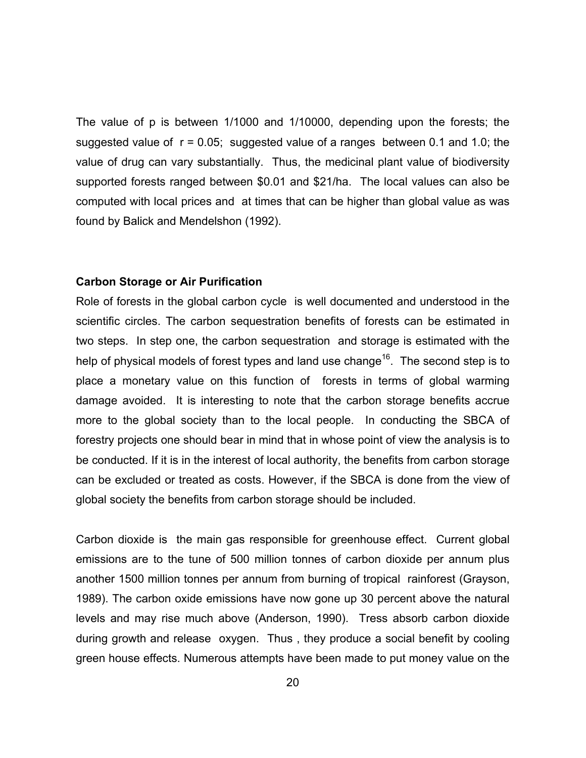The value of p is between 1/1000 and 1/10000, depending upon the forests; the suggested value of $r = 0.05$; suggested value of a ranges between 0.1 and 1.0; the value of drug can vary substantially. Thus, the medicinal plant value of biodiversity supported forests ranged between $0.01 and $21/ha. The local values can also be computed with local prices and at times that can be higher than global value as was found by Balick and Mendelshon (1992).

**Carbon Storage or Air Purification**

Role of forests in the global carbon cycle is well documented and understood in the scientific circles. The carbon sequestration benefits of forests can be estimated in two steps. In step one, the carbon sequestration and storage is estimated with the help of physical models of forest types and land use change[16]. The second step is to place a monetary value on this function of forests in terms of global warming damage avoided. It is interesting to note that the carbon storage benefits accrue more to the global society than to the local people. In conducting the SBCA of forestry projects one should bear in mind that in whose point of view the analysis is to be conducted. If it is in the interest of local authority, the benefits from carbon storage can be excluded or treated as costs. However, if the SBCA is done from the view of global society the benefits from carbon storage should be included.

Carbon dioxide is the main gas responsible for greenhouse effect. Current global emissions are to the tune of 500 million tonnes of carbon dioxide per annum plus another 1500 million tonnes per annum from burning of tropical rainforest (Grayson, 1989). The carbon oxide emissions have now gone up 30 percent above the natural levels and may rise much above (Anderson, 1990). Tress absorb carbon dioxide during growth and release oxygen. Thus , they produce a social benefit by cooling green house effects. Numerous attempts have been made to put money value on the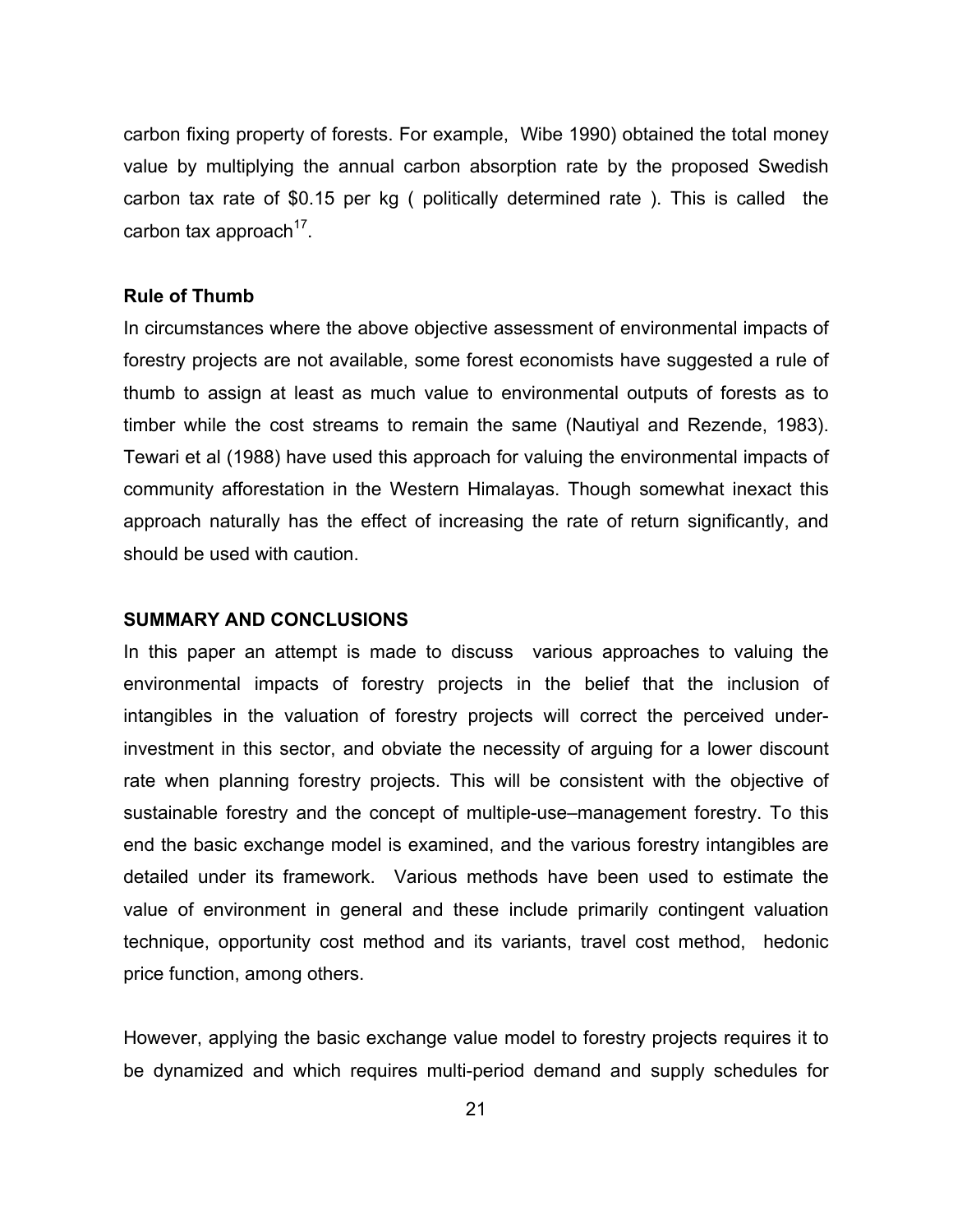carbon fixing property of forests. For example, Wibe 1990) obtained the total money value by multiplying the annual carbon absorption rate by the proposed Swedish carbon tax rate of $0.15 per kg ( politically determined rate ). This is called the carbon tax approach[17].

**Rule of Thumb**

In circumstances where the above objective assessment of environmental impacts of forestry projects are not available, some forest economists have suggested a rule of thumb to assign at least as much value to environmental outputs of forests as to timber while the cost streams to remain the same (Nautiyal and Rezende, 1983). Tewari et al (1988) have used this approach for valuing the environmental impacts of community afforestation in the Western Himalayas. Though somewhat inexact this approach naturally has the effect of increasing the rate of return significantly, and should be used with caution.

**SUMMARY AND CONCLUSIONS**

In this paper an attempt is made to discuss various approaches to valuing the environmental impacts of forestry projects in the belief that the inclusion of intangibles in the valuation of forestry projects will correct the perceived under-investment in this sector, and obviate the necessity of arguing for a lower discount rate when planning forestry projects. This will be consistent with the objective of sustainable forestry and the concept of multiple-use–management forestry. To this end the basic exchange model is examined, and the various forestry intangibles are detailed under its framework. Various methods have been used to estimate the value of environment in general and these include primarily contingent valuation technique, opportunity cost method and its variants, travel cost method, hedonic price function, among others.

However, applying the basic exchange value model to forestry projects requires it to be dynamized and which requires multi-period demand and supply schedules for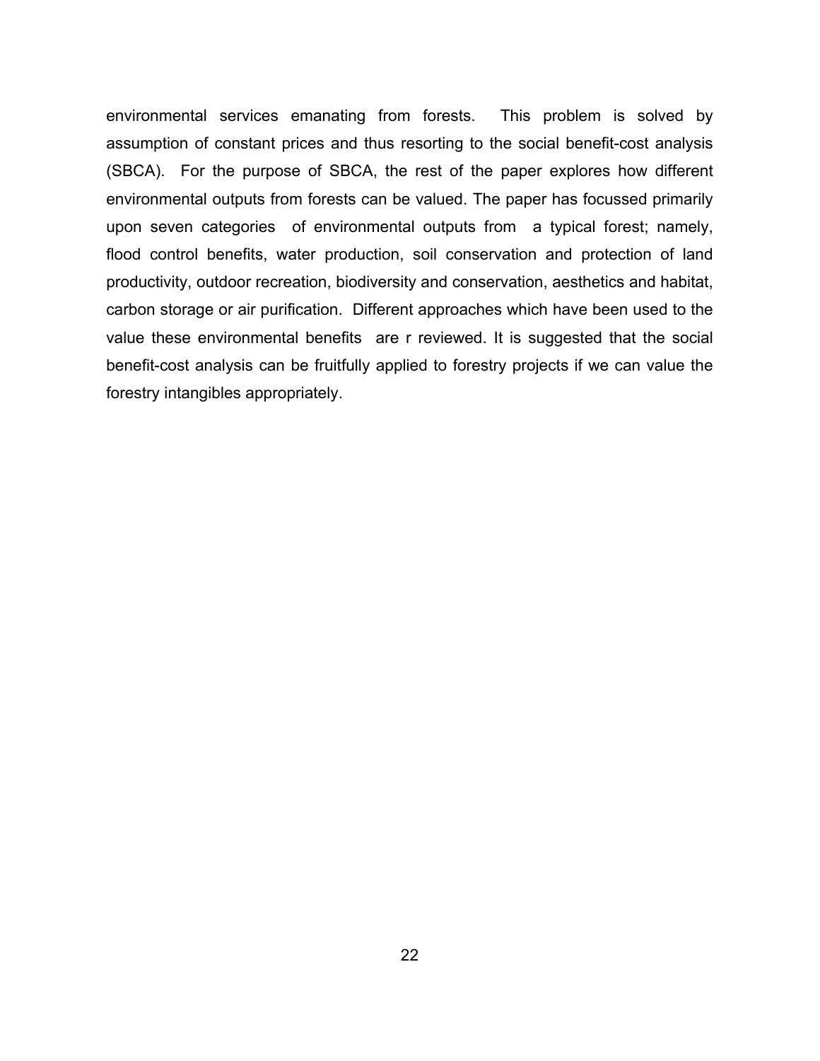environmental services emanating from forests. This problem is solved by assumption of constant prices and thus resorting to the social benefit-cost analysis (SBCA). For the purpose of SBCA, the rest of the paper explores how different environmental outputs from forests can be valued. The paper has focussed primarily upon seven categories of environmental outputs from a typical forest; namely, flood control benefits, water production, soil conservation and protection of land productivity, outdoor recreation, biodiversity and conservation, aesthetics and habitat, carbon storage or air purification. Different approaches which have been used to the value these environmental benefits are r reviewed. It is suggested that the social benefit-cost analysis can be fruitfully applied to forestry projects if we can value the forestry intangibles appropriately.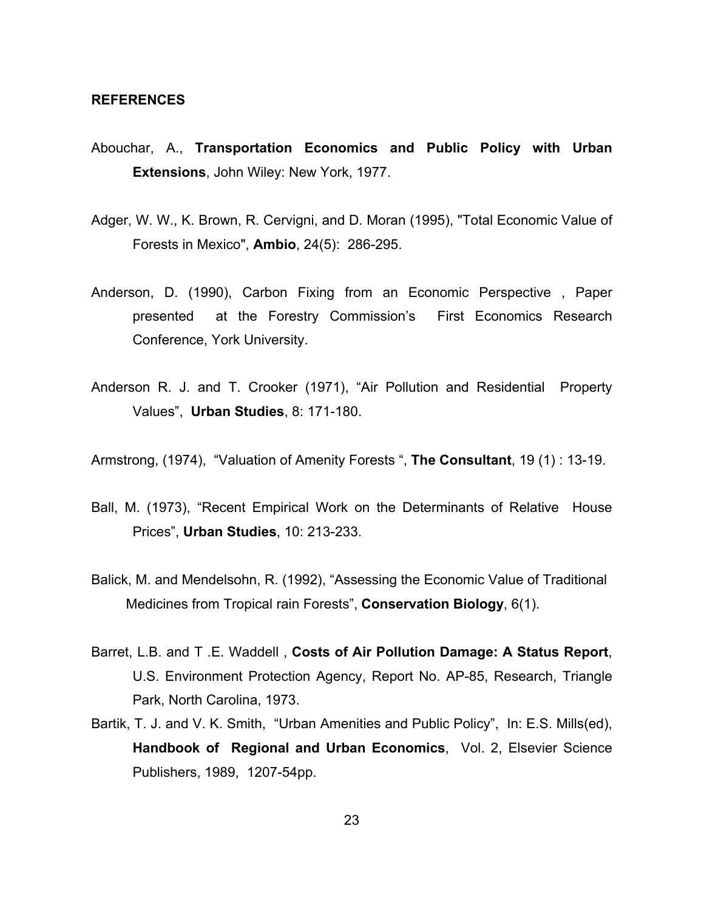## REFERENCES

Abouchar, A., **Transportation Economics and Public Policy with Urban Extensions**, John Wiley: New York, 1977.

Adger, W. W., K. Brown, R. Cervigni, and D. Moran (1995), "Total Economic Value of Forests in Mexico", **Ambio**, 24(5): 286-295.

Anderson, D. (1990), Carbon Fixing from an Economic Perspective , Paper presented at the Forestry Commission's First Economics Research Conference, York University.

Anderson R. J. and T. Crooker (1971), "Air Pollution and Residential Property Values", **Urban Studies**, 8: 171-180.

Armstrong, (1974), "Valuation of Amenity Forests ", **The Consultant**, 19 (1) : 13-19.

Ball, M. (1973), "Recent Empirical Work on the Determinants of Relative House Prices", **Urban Studies**, 10: 213-233.

Balick, M. and Mendelsohn, R. (1992), "Assessing the Economic Value of Traditional Medicines from Tropical rain Forests", **Conservation Biology**, 6(1).

Barret, L.B. and T .E. Waddell , **Costs of Air Pollution Damage: A Status Report**, U.S. Environment Protection Agency, Report No. AP-85, Research, Triangle Park, North Carolina, 1973.

Bartik, T. J. and V. K. Smith, "Urban Amenities and Public Policy", In: E.S. Mills(ed), **Handbook of Regional and Urban Economics**, Vol. 2, Elsevier Science Publishers, 1989, 1207-54pp.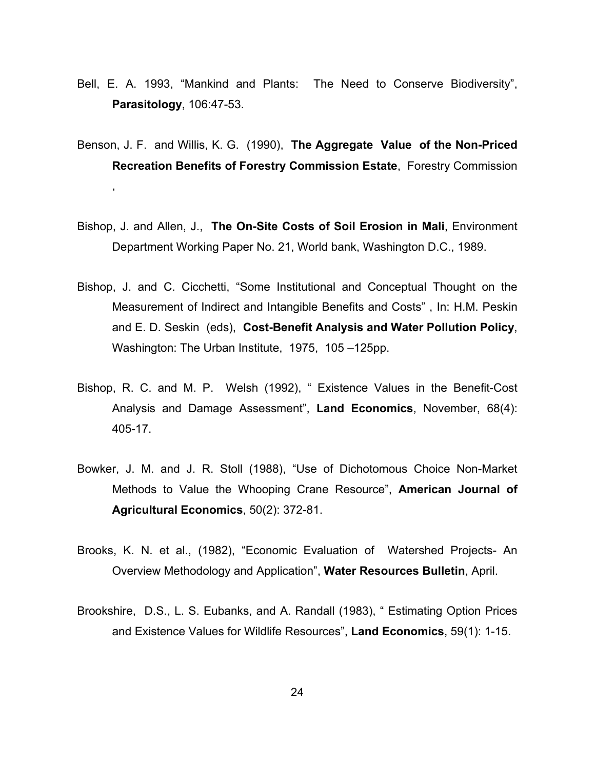Bell, E. A. 1993, "Mankind and Plants: The Need to Conserve Biodiversity", **Parasitology**, 106:47-53.

Benson, J. F. and Willis, K. G. (1990), **The Aggregate Value of the Non-Priced Recreation Benefits of Forestry Commission Estate**, Forestry Commission ,

Bishop, J. and Allen, J., **The On-Site Costs of Soil Erosion in Mali**, Environment Department Working Paper No. 21, World bank, Washington D.C., 1989.

Bishop, J. and C. Cicchetti, "Some Institutional and Conceptual Thought on the Measurement of Indirect and Intangible Benefits and Costs" , In: H.M. Peskin and E. D. Seskin (eds), **Cost-Benefit Analysis and Water Pollution Policy**, Washington: The Urban Institute, 1975, 105 –125pp.

Bishop, R. C. and M. P. Welsh (1992), " Existence Values in the Benefit-Cost Analysis and Damage Assessment", **Land Economics**, November, 68(4): 405-17.

Bowker, J. M. and J. R. Stoll (1988), "Use of Dichotomous Choice Non-Market Methods to Value the Whooping Crane Resource", **American Journal of Agricultural Economics**, 50(2): 372-81.

Brooks, K. N. et al., (1982), "Economic Evaluation of Watershed Projects- An Overview Methodology and Application", **Water Resources Bulletin**, April.

Brookshire, D.S., L. S. Eubanks, and A. Randall (1983), " Estimating Option Prices and Existence Values for Wildlife Resources", **Land Economics**, 59(1): 1-15.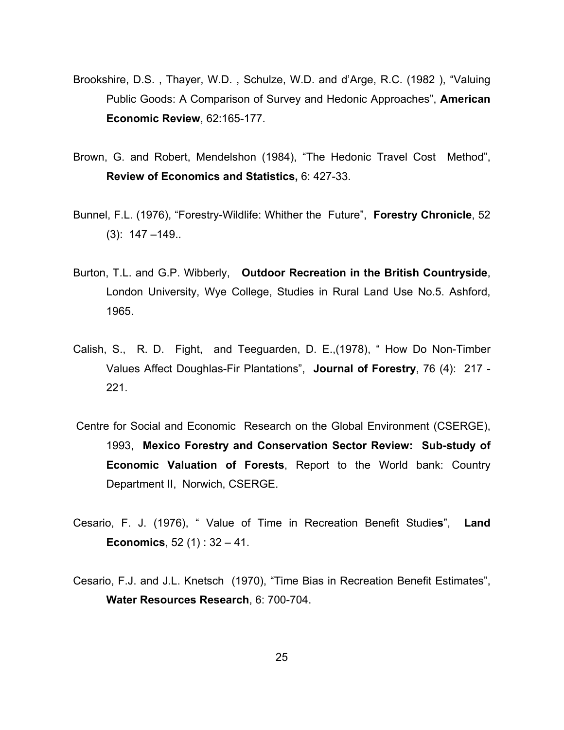Brookshire, D.S. , Thayer, W.D. , Schulze, W.D. and d'Arge, R.C. (1982 ), "Valuing Public Goods: A Comparison of Survey and Hedonic Approaches", **American Economic Review**, 62:165-177.

Brown, G. and Robert, Mendelshon (1984), "The Hedonic Travel Cost Method", **Review of Economics and Statistics,** 6: 427-33.

Bunnel, F.L. (1976), "Forestry-Wildlife: Whither the Future", **Forestry Chronicle**, 52 (3): 147 –149..

Burton, T.L. and G.P. Wibberly, **Outdoor Recreation in the British Countryside**, London University, Wye College, Studies in Rural Land Use No.5. Ashford, 1965.

Calish, S., R. D. Fight, and Teeguarden, D. E.,(1978), " How Do Non-Timber Values Affect Doughlas-Fir Plantations", **Journal of Forestry**, 76 (4): 217 - 221.

Centre for Social and Economic Research on the Global Environment (CSERGE), 1993, **Mexico Forestry and Conservation Sector Review: Sub-study of Economic Valuation of Forests**, Report to the World bank: Country Department II, Norwich, CSERGE.

Cesario, F. J. (1976), " Value of Time in Recreation Benefit Studie**s**", **Land Economics**, 52 (1) : 32 – 41.

Cesario, F.J. and J.L. Knetsch (1970), "Time Bias in Recreation Benefit Estimates", **Water Resources Research**, 6: 700-704.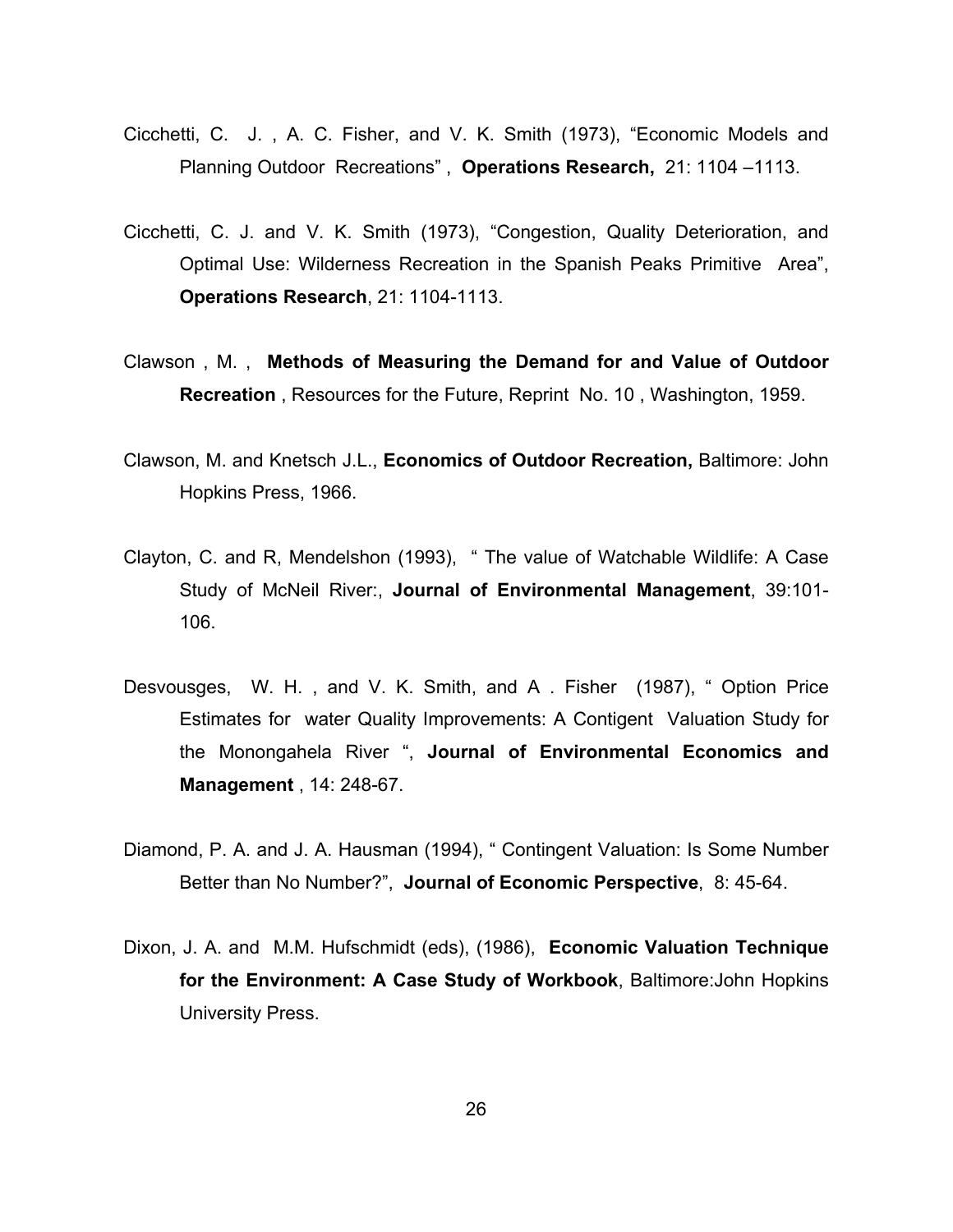Cicchetti, C. J. , A. C. Fisher, and V. K. Smith (1973), "Economic Models and Planning Outdoor Recreations" , **Operations Research,** 21: 1104 –1113.

Cicchetti, C. J. and V. K. Smith (1973), "Congestion, Quality Deterioration, and Optimal Use: Wilderness Recreation in the Spanish Peaks Primitive Area", **Operations Research**, 21: 1104-1113.

Clawson , M. , **Methods of Measuring the Demand for and Value of Outdoor Recreation** , Resources for the Future, Reprint No. 10 , Washington, 1959.

Clawson, M. and Knetsch J.L., **Economics of Outdoor Recreation,** Baltimore: John Hopkins Press, 1966.

Clayton, C. and R, Mendelshon (1993), " The value of Watchable Wildlife: A Case Study of McNeil River:, **Journal of Environmental Management**, 39:101-106.

Desvousges, W. H. , and V. K. Smith, and A . Fisher (1987), " Option Price Estimates for water Quality Improvements: A Contigent Valuation Study for the Monongahela River ", **Journal of Environmental Economics and Management** , 14: 248-67.

Diamond, P. A. and J. A. Hausman (1994), " Contingent Valuation: Is Some Number Better than No Number?", **Journal of Economic Perspective**, 8: 45-64.

Dixon, J. A. and M.M. Hufschmidt (eds), (1986), **Economic Valuation Technique for the Environment: A Case Study of Workbook**, Baltimore:John Hopkins University Press.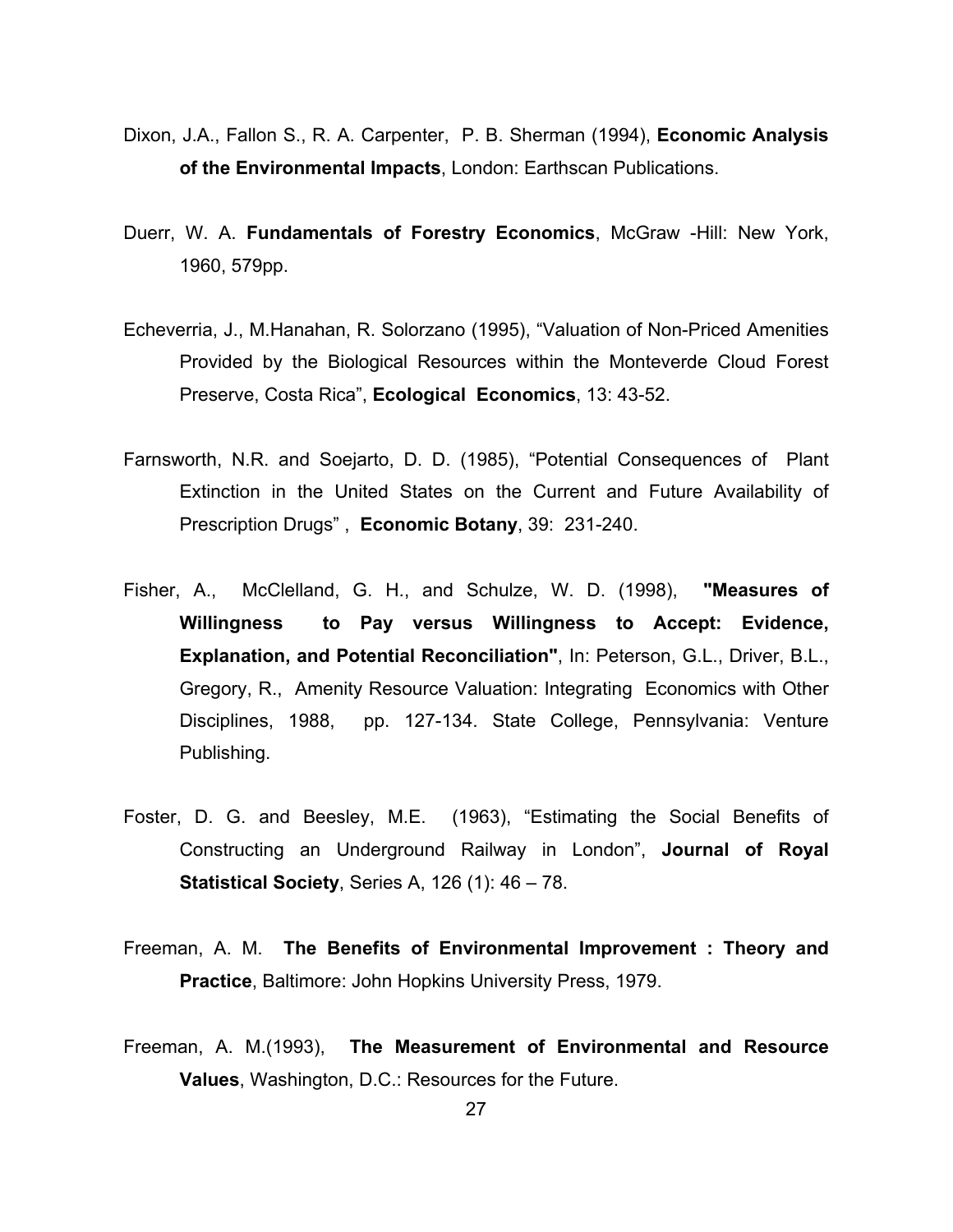Dixon, J.A., Fallon S., R. A. Carpenter, P. B. Sherman (1994), **Economic Analysis of the Environmental Impacts**, London: Earthscan Publications.

Duerr, W. A. **Fundamentals of Forestry Economics**, McGraw -Hill: New York, 1960, 579pp.

Echeverria, J., M.Hanahan, R. Solorzano (1995), "Valuation of Non-Priced Amenities Provided by the Biological Resources within the Monteverde Cloud Forest Preserve, Costa Rica", **Ecological Economics**, 13: 43-52.

Farnsworth, N.R. and Soejarto, D. D. (1985), "Potential Consequences of Plant Extinction in the United States on the Current and Future Availability of Prescription Drugs" , **Economic Botany**, 39: 231-240.

Fisher, A., McClelland, G. H., and Schulze, W. D. (1998), **"Measures of Willingness to Pay versus Willingness to Accept: Evidence, Explanation, and Potential Reconciliation"**, In: Peterson, G.L., Driver, B.L., Gregory, R., Amenity Resource Valuation: Integrating Economics with Other Disciplines, 1988, pp. 127-134. State College, Pennsylvania: Venture Publishing.

Foster, D. G. and Beesley, M.E. (1963), "Estimating the Social Benefits of Constructing an Underground Railway in London", **Journal of Royal Statistical Society**, Series A, 126 (1): 46 – 78.

Freeman, A. M. **The Benefits of Environmental Improvement : Theory and Practice**, Baltimore: John Hopkins University Press, 1979.

Freeman, A. M.(1993), **The Measurement of Environmental and Resource Values**, Washington, D.C.: Resources for the Future.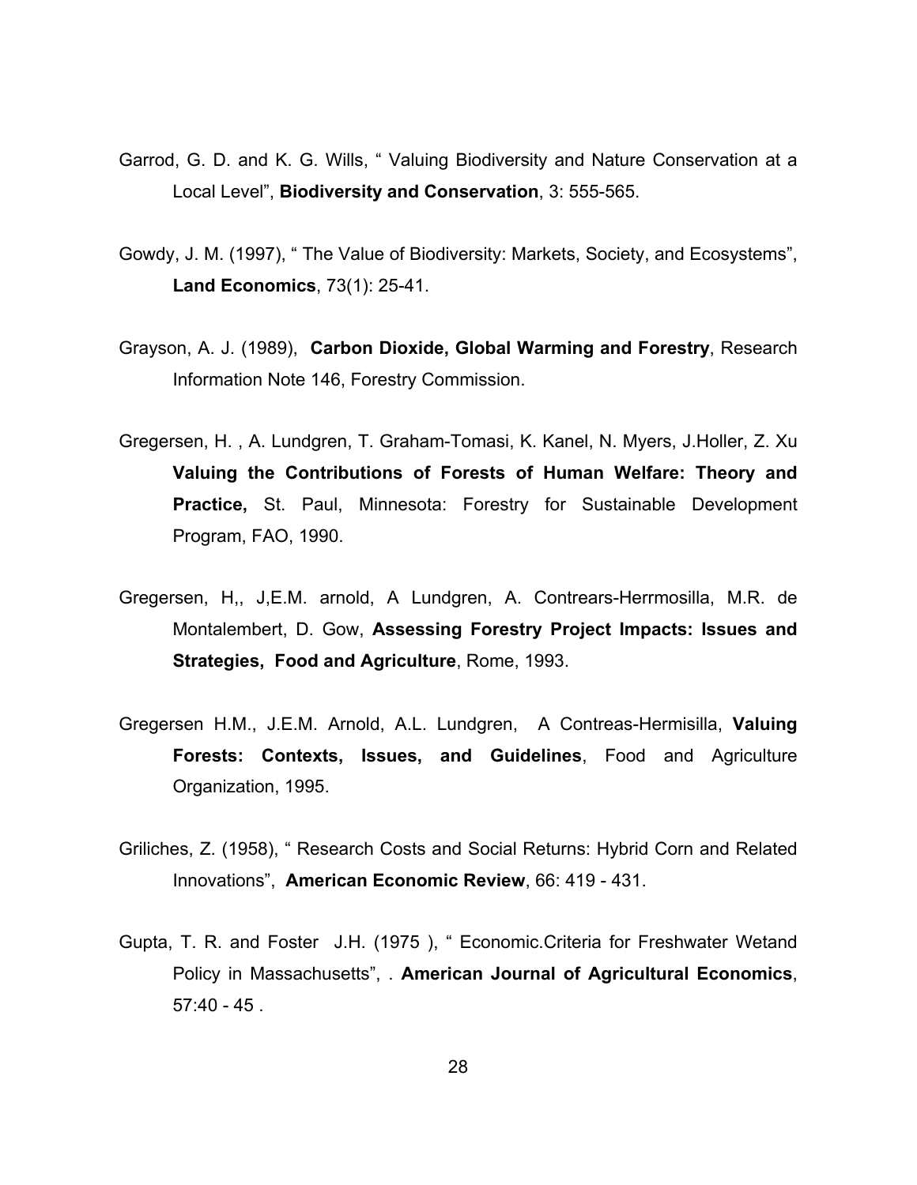Garrod, G. D. and K. G. Wills, " Valuing Biodiversity and Nature Conservation at a Local Level", **Biodiversity and Conservation**, 3: 555-565.

Gowdy, J. M. (1997), " The Value of Biodiversity: Markets, Society, and Ecosystems", **Land Economics**, 73(1): 25-41.

Grayson, A. J. (1989), **Carbon Dioxide, Global Warming and Forestry**, Research Information Note 146, Forestry Commission.

Gregersen, H. , A. Lundgren, T. Graham-Tomasi, K. Kanel, N. Myers, J.Holler, Z. Xu **Valuing the Contributions of Forests of Human Welfare: Theory and Practice,** St. Paul, Minnesota: Forestry for Sustainable Development Program, FAO, 1990.

Gregersen, H,, J,E.M. arnold, A Lundgren, A. Contrears-Herrmosilla, M.R. de Montalembert, D. Gow, **Assessing Forestry Project Impacts: Issues and Strategies, Food and Agriculture**, Rome, 1993.

Gregersen H.M., J.E.M. Arnold, A.L. Lundgren, A Contreas-Hermisilla, **Valuing Forests: Contexts, Issues, and Guidelines**, Food and Agriculture Organization, 1995.

Griliches, Z. (1958), " Research Costs and Social Returns: Hybrid Corn and Related Innovations", **American Economic Review**, 66: 419 - 431.

Gupta, T. R. and Foster J.H. (1975 ), " Economic.Criteria for Freshwater Wetand Policy in Massachusetts", . **American Journal of Agricultural Economics**, 57:40 - 45 .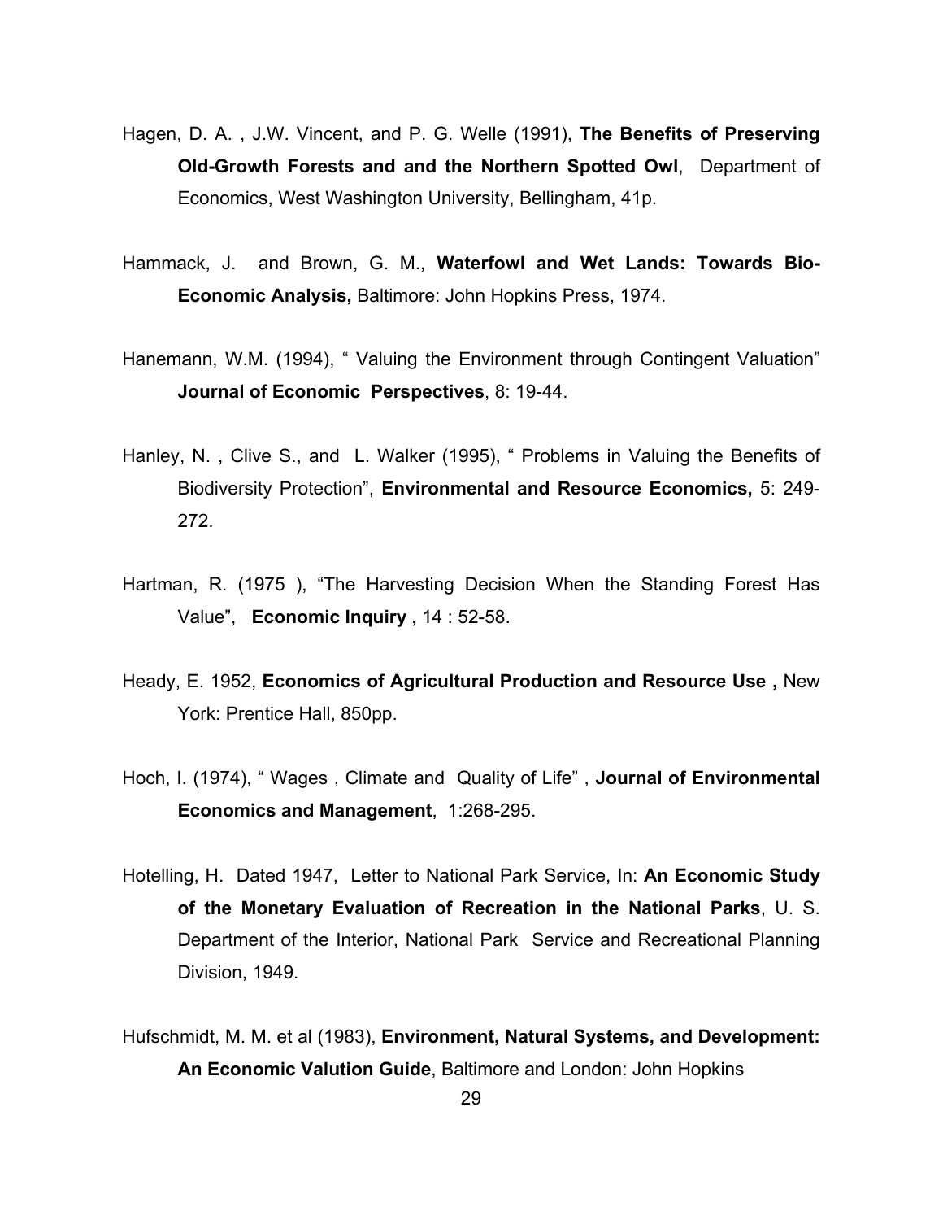Hagen, D. A. , J.W. Vincent, and P. G. Welle (1991), **The Benefits of Preserving Old-Growth Forests and and the Northern Spotted Owl**, Department of Economics, West Washington University, Bellingham, 41p.

Hammack, J. and Brown, G. M., **Waterfowl and Wet Lands: Towards Bio-Economic Analysis,** Baltimore: John Hopkins Press, 1974.

Hanemann, W.M. (1994), " Valuing the Environment through Contingent Valuation" **Journal of Economic Perspectives**, 8: 19-44.

Hanley, N. , Clive S., and L. Walker (1995), " Problems in Valuing the Benefits of Biodiversity Protection", **Environmental and Resource Economics,** 5: 249-272.

Hartman, R. (1975 ), "The Harvesting Decision When the Standing Forest Has Value", **Economic Inquiry ,** 14 : 52-58.

Heady, E. 1952, **Economics of Agricultural Production and Resource Use ,** New York: Prentice Hall, 850pp.

Hoch, I. (1974), " Wages , Climate and Quality of Life" , **Journal of Environmental Economics and Management**, 1:268-295.

Hotelling, H. Dated 1947, Letter to National Park Service, In: **An Economic Study of the Monetary Evaluation of Recreation in the National Parks**, U. S. Department of the Interior, National Park Service and Recreational Planning Division, 1949.

Hufschmidt, M. M. et al (1983), **Environment, Natural Systems, and Development: An Economic Valution Guide**, Baltimore and London: John Hopkins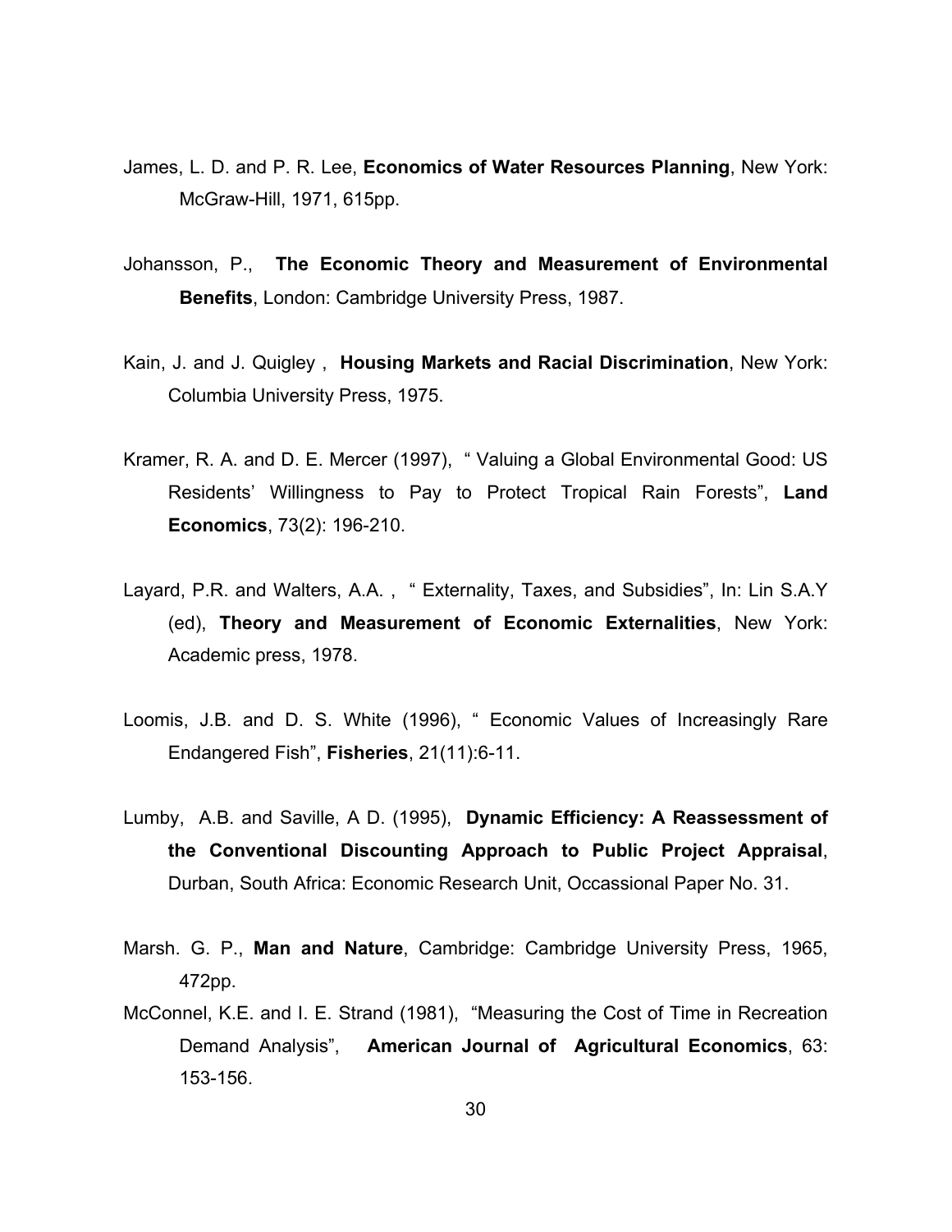James, L. D. and P. R. Lee, **Economics of Water Resources Planning**, New York: McGraw-Hill, 1971, 615pp.

Johansson, P., **The Economic Theory and Measurement of Environmental Benefits**, London: Cambridge University Press, 1987.

Kain, J. and J. Quigley , **Housing Markets and Racial Discrimination**, New York: Columbia University Press, 1975.

Kramer, R. A. and D. E. Mercer (1997), " Valuing a Global Environmental Good: US Residents' Willingness to Pay to Protect Tropical Rain Forests", **Land Economics**, 73(2): 196-210.

Layard, P.R. and Walters, A.A. , " Externality, Taxes, and Subsidies", In: Lin S.A.Y (ed), **Theory and Measurement of Economic Externalities**, New York: Academic press, 1978.

Loomis, J.B. and D. S. White (1996), " Economic Values of Increasingly Rare Endangered Fish", **Fisheries**, 21(11):6-11.

Lumby, A.B. and Saville, A D. (1995), **Dynamic Efficiency: A Reassessment of the Conventional Discounting Approach to Public Project Appraisal**, Durban, South Africa: Economic Research Unit, Occassional Paper No. 31.

Marsh. G. P., **Man and Nature**, Cambridge: Cambridge University Press, 1965, 472pp.

McConnel, K.E. and I. E. Strand (1981), "Measuring the Cost of Time in Recreation Demand Analysis", **American Journal of Agricultural Economics**, 63: 153-156.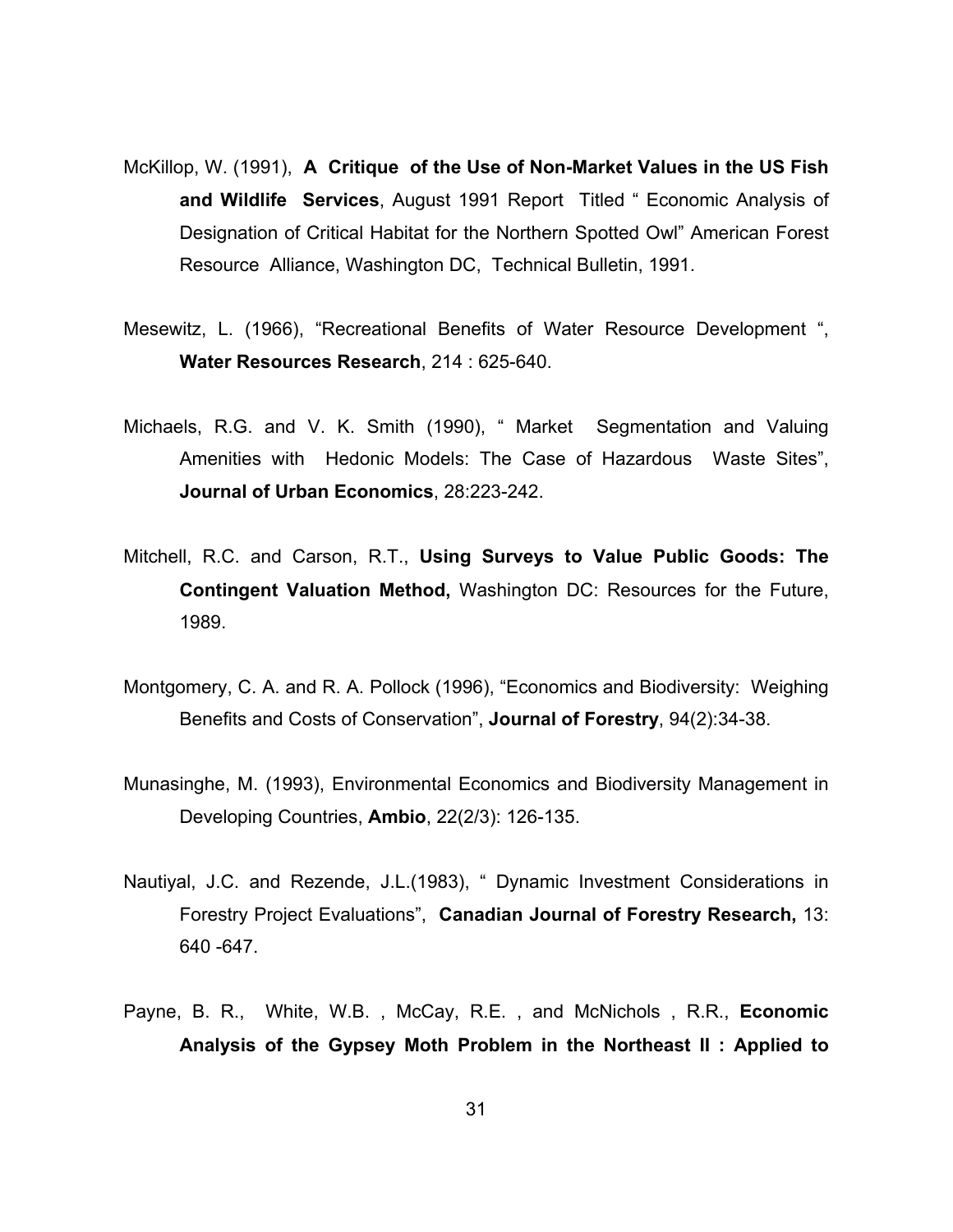McKillop, W. (1991), **A Critique of the Use of Non-Market Values in the US Fish and Wildlife Services**, August 1991 Report Titled " Economic Analysis of Designation of Critical Habitat for the Northern Spotted Owl" American Forest Resource Alliance, Washington DC, Technical Bulletin, 1991.

Mesewitz, L. (1966), "Recreational Benefits of Water Resource Development ", **Water Resources Research**, 214 : 625-640.

Michaels, R.G. and V. K. Smith (1990), " Market Segmentation and Valuing Amenities with Hedonic Models: The Case of Hazardous Waste Sites", **Journal of Urban Economics**, 28:223-242.

Mitchell, R.C. and Carson, R.T., **Using Surveys to Value Public Goods: The Contingent Valuation Method,** Washington DC: Resources for the Future, 1989.

Montgomery, C. A. and R. A. Pollock (1996), "Economics and Biodiversity: Weighing Benefits and Costs of Conservation", **Journal of Forestry**, 94(2):34-38.

Munasinghe, M. (1993), Environmental Economics and Biodiversity Management in Developing Countries, **Ambio**, 22(2/3): 126-135.

Nautiyal, J.C. and Rezende, J.L.(1983), " Dynamic Investment Considerations in Forestry Project Evaluations", **Canadian Journal of Forestry Research,** 13: 640 -647.

Payne, B. R., White, W.B. , McCay, R.E. , and McNichols , R.R., **Economic Analysis of the Gypsey Moth Problem in the Northeast II : Applied to**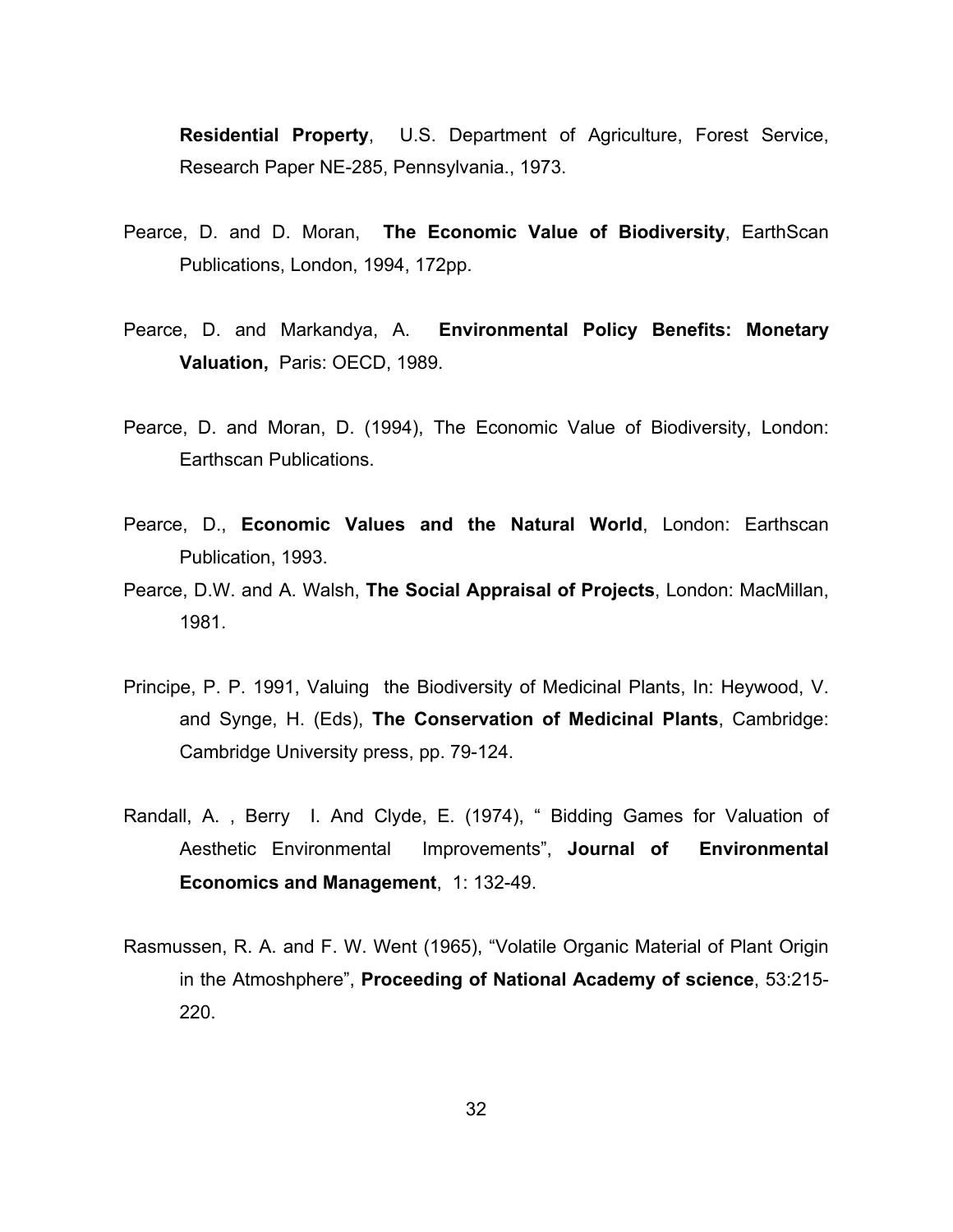**Residential Property**, U.S. Department of Agriculture, Forest Service, Research Paper NE-285, Pennsylvania., 1973.

Pearce, D. and D. Moran, **The Economic Value of Biodiversity**, EarthScan Publications, London, 1994, 172pp.

Pearce, D. and Markandya, A. **Environmental Policy Benefits: Monetary Valuation,** Paris: OECD, 1989.

Pearce, D. and Moran, D. (1994), The Economic Value of Biodiversity, London: Earthscan Publications.

Pearce, D., **Economic Values and the Natural World**, London: Earthscan Publication, 1993.

Pearce, D.W. and A. Walsh, **The Social Appraisal of Projects**, London: MacMillan, 1981.

Principe, P. P. 1991, Valuing the Biodiversity of Medicinal Plants, In: Heywood, V. and Synge, H. (Eds), **The Conservation of Medicinal Plants**, Cambridge: Cambridge University press, pp. 79-124.

Randall, A. , Berry I. And Clyde, E. (1974), " Bidding Games for Valuation of Aesthetic Environmental Improvements", **Journal of Environmental Economics and Management**, 1: 132-49.

Rasmussen, R. A. and F. W. Went (1965), "Volatile Organic Material of Plant Origin in the Atmoshphere", **Proceeding of National Academy of science**, 53:215-220.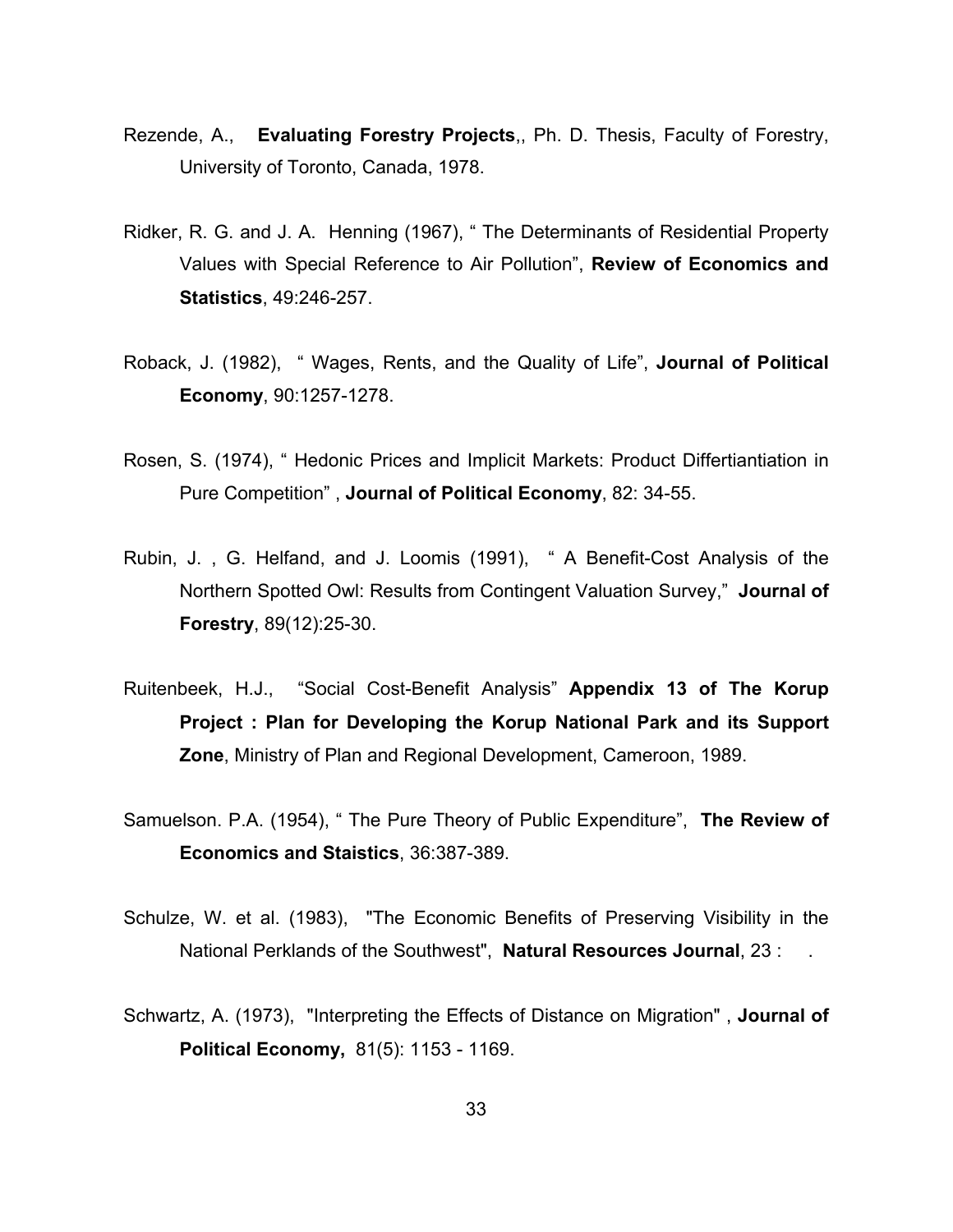Rezende, A., **Evaluating Forestry Projects**,, Ph. D. Thesis, Faculty of Forestry, University of Toronto, Canada, 1978.

Ridker, R. G. and J. A. Henning (1967), " The Determinants of Residential Property Values with Special Reference to Air Pollution", **Review of Economics and Statistics**, 49:246-257.

Roback, J. (1982), " Wages, Rents, and the Quality of Life", **Journal of Political Economy**, 90:1257-1278.

Rosen, S. (1974), " Hedonic Prices and Implicit Markets: Product Differtiantiation in Pure Competition" , **Journal of Political Economy**, 82: 34-55.

Rubin, J. , G. Helfand, and J. Loomis (1991), " A Benefit-Cost Analysis of the Northern Spotted Owl: Results from Contingent Valuation Survey," **Journal of Forestry**, 89(12):25-30.

Ruitenbeek, H.J., "Social Cost-Benefit Analysis" **Appendix 13 of The Korup Project : Plan for Developing the Korup National Park and its Support Zone**, Ministry of Plan and Regional Development, Cameroon, 1989.

Samuelson. P.A. (1954), " The Pure Theory of Public Expenditure", **The Review of Economics and Staistics**, 36:387-389.

Schulze, W. et al. (1983), "The Economic Benefits of Preserving Visibility in the National Perklands of the Southwest", **Natural Resources Journal**, 23 : .

Schwartz, A. (1973), "Interpreting the Effects of Distance on Migration" , **Journal of Political Economy,** 81(5): 1153 - 1169.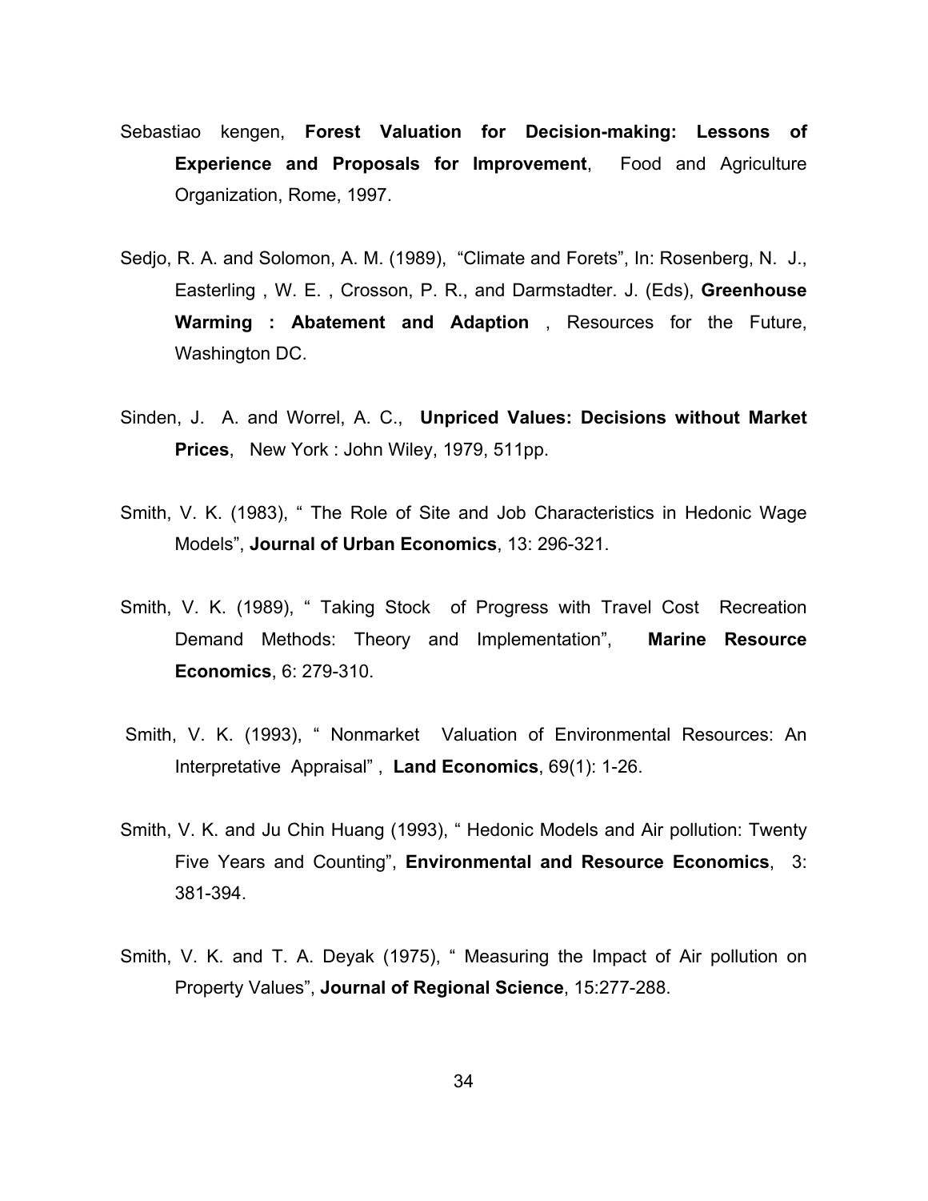Sebastiao kengen, **Forest Valuation for Decision-making: Lessons of Experience and Proposals for Improvement**, Food and Agriculture Organization, Rome, 1997.

Sedjo, R. A. and Solomon, A. M. (1989), "Climate and Forets", In: Rosenberg, N. J., Easterling , W. E. , Crosson, P. R., and Darmstadter. J. (Eds), **Greenhouse Warming : Abatement and Adaption** , Resources for the Future, Washington DC.

Sinden, J. A. and Worrel, A. C., **Unpriced Values: Decisions without Market Prices**, New York : John Wiley, 1979, 511pp.

Smith, V. K. (1983), " The Role of Site and Job Characteristics in Hedonic Wage Models", **Journal of Urban Economics**, 13: 296-321.

Smith, V. K. (1989), " Taking Stock of Progress with Travel Cost Recreation Demand Methods: Theory and Implementation", **Marine Resource Economics**, 6: 279-310.

Smith, V. K. (1993), " Nonmarket Valuation of Environmental Resources: An Interpretative Appraisal" , **Land Economics**, 69(1): 1-26.

Smith, V. K. and Ju Chin Huang (1993), " Hedonic Models and Air pollution: Twenty Five Years and Counting", **Environmental and Resource Economics**, 3: 381-394.

Smith, V. K. and T. A. Deyak (1975), " Measuring the Impact of Air pollution on Property Values", **Journal of Regional Science**, 15:277-288.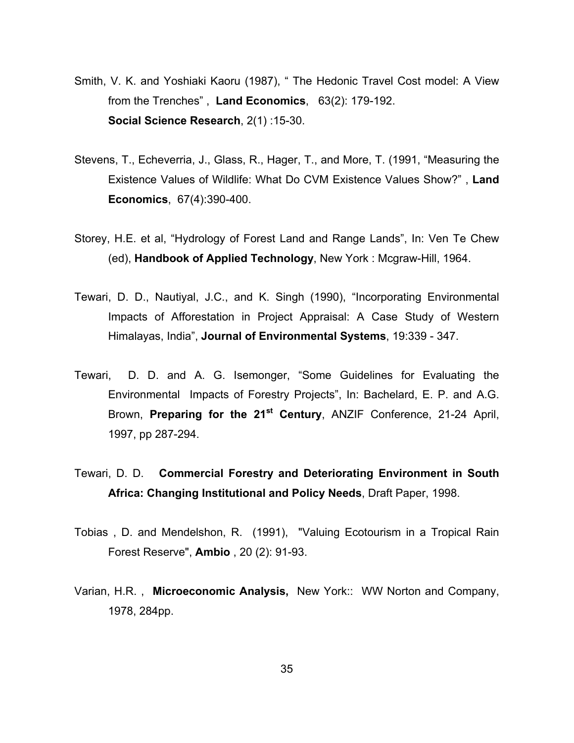Smith, V. K. and Yoshiaki Kaoru (1987), " The Hedonic Travel Cost model: A View from the Trenches" , **Land Economics**, 63(2): 179-192. **Social Science Research**, 2(1) :15-30.

Stevens, T., Echeverria, J., Glass, R., Hager, T., and More, T. (1991, "Measuring the Existence Values of Wildlife: What Do CVM Existence Values Show?" , **Land Economics**, 67(4):390-400.

Storey, H.E. et al, "Hydrology of Forest Land and Range Lands", In: Ven Te Chew (ed), **Handbook of Applied Technology**, New York : Mcgraw-Hill, 1964.

Tewari, D. D., Nautiyal, J.C., and K. Singh (1990), "Incorporating Environmental Impacts of Afforestation in Project Appraisal: A Case Study of Western Himalayas, India", **Journal of Environmental Systems**, 19:339 - 347.

Tewari, D. D. and A. G. Isemonger, "Some Guidelines for Evaluating the Environmental Impacts of Forestry Projects", In: Bachelard, E. P. and A.G. Brown, **Preparing for the 21st Century**, ANZIF Conference, 21-24 April, 1997, pp 287-294.

Tewari, D. D. **Commercial Forestry and Deteriorating Environment in South Africa: Changing Institutional and Policy Needs**, Draft Paper, 1998.

Tobias , D. and Mendelshon, R. (1991), "Valuing Ecotourism in a Tropical Rain Forest Reserve", **Ambio** , 20 (2): 91-93.

Varian, H.R. , **Microeconomic Analysis,** New York:: WW Norton and Company, 1978, 284pp.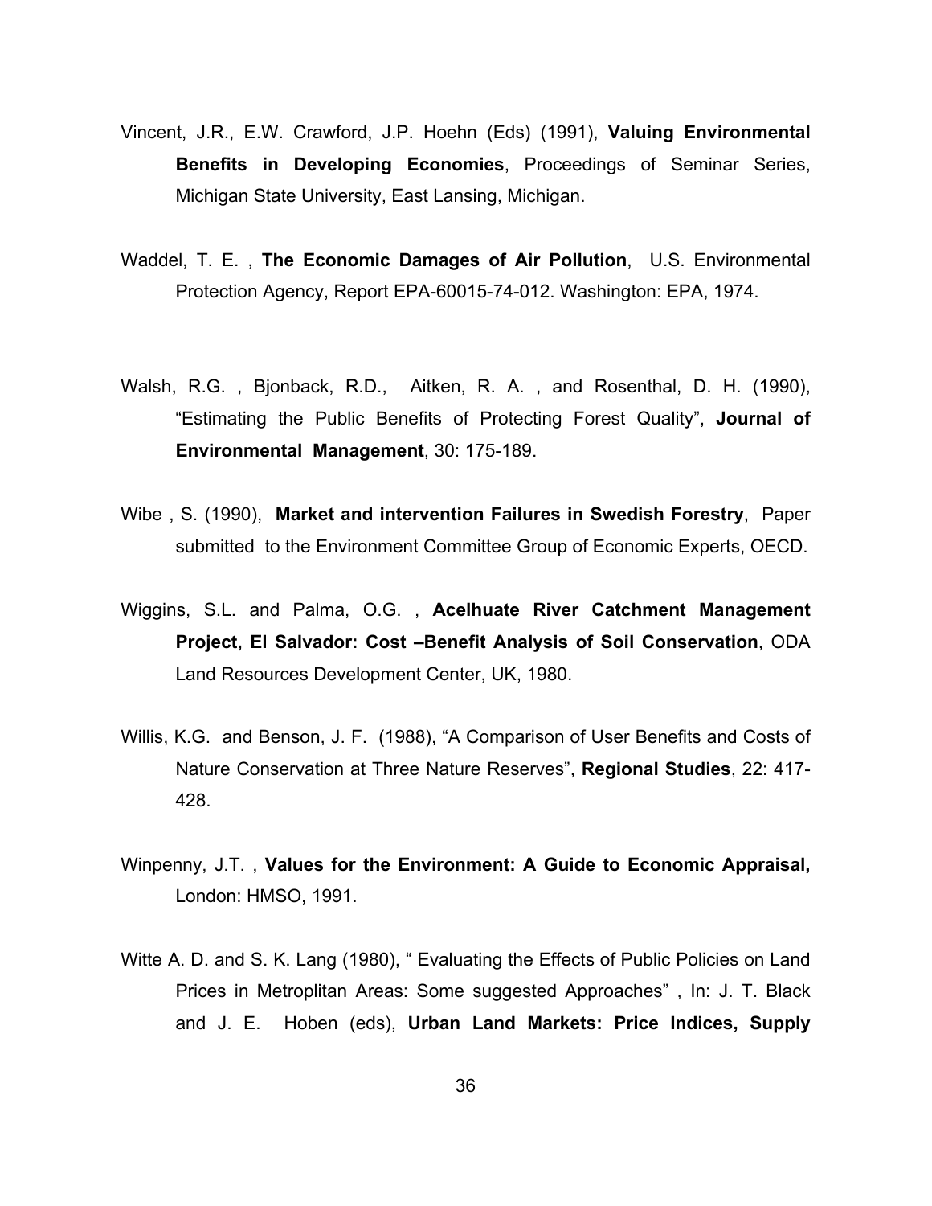Vincent, J.R., E.W. Crawford, J.P. Hoehn (Eds) (1991), **Valuing Environmental Benefits in Developing Economies**, Proceedings of Seminar Series, Michigan State University, East Lansing, Michigan.

Waddel, T. E. , **The Economic Damages of Air Pollution**, U.S. Environmental Protection Agency, Report EPA-60015-74-012. Washington: EPA, 1974.

Walsh, R.G. , Bjonback, R.D., Aitken, R. A. , and Rosenthal, D. H. (1990), "Estimating the Public Benefits of Protecting Forest Quality", **Journal of Environmental Management**, 30: 175-189.

Wibe , S. (1990), **Market and intervention Failures in Swedish Forestry**, Paper submitted to the Environment Committee Group of Economic Experts, OECD.

Wiggins, S.L. and Palma, O.G. , **Acelhuate River Catchment Management Project, El Salvador: Cost –Benefit Analysis of Soil Conservation**, ODA Land Resources Development Center, UK, 1980.

Willis, K.G. and Benson, J. F. (1988), "A Comparison of User Benefits and Costs of Nature Conservation at Three Nature Reserves", **Regional Studies**, 22: 417-428.

Winpenny, J.T. , **Values for the Environment: A Guide to Economic Appraisal,** London: HMSO, 1991.

Witte A. D. and S. K. Lang (1980), " Evaluating the Effects of Public Policies on Land Prices in Metroplitan Areas: Some suggested Approaches" , In: J. T. Black and J. E. Hoben (eds), **Urban Land Markets: Price Indices, Supply**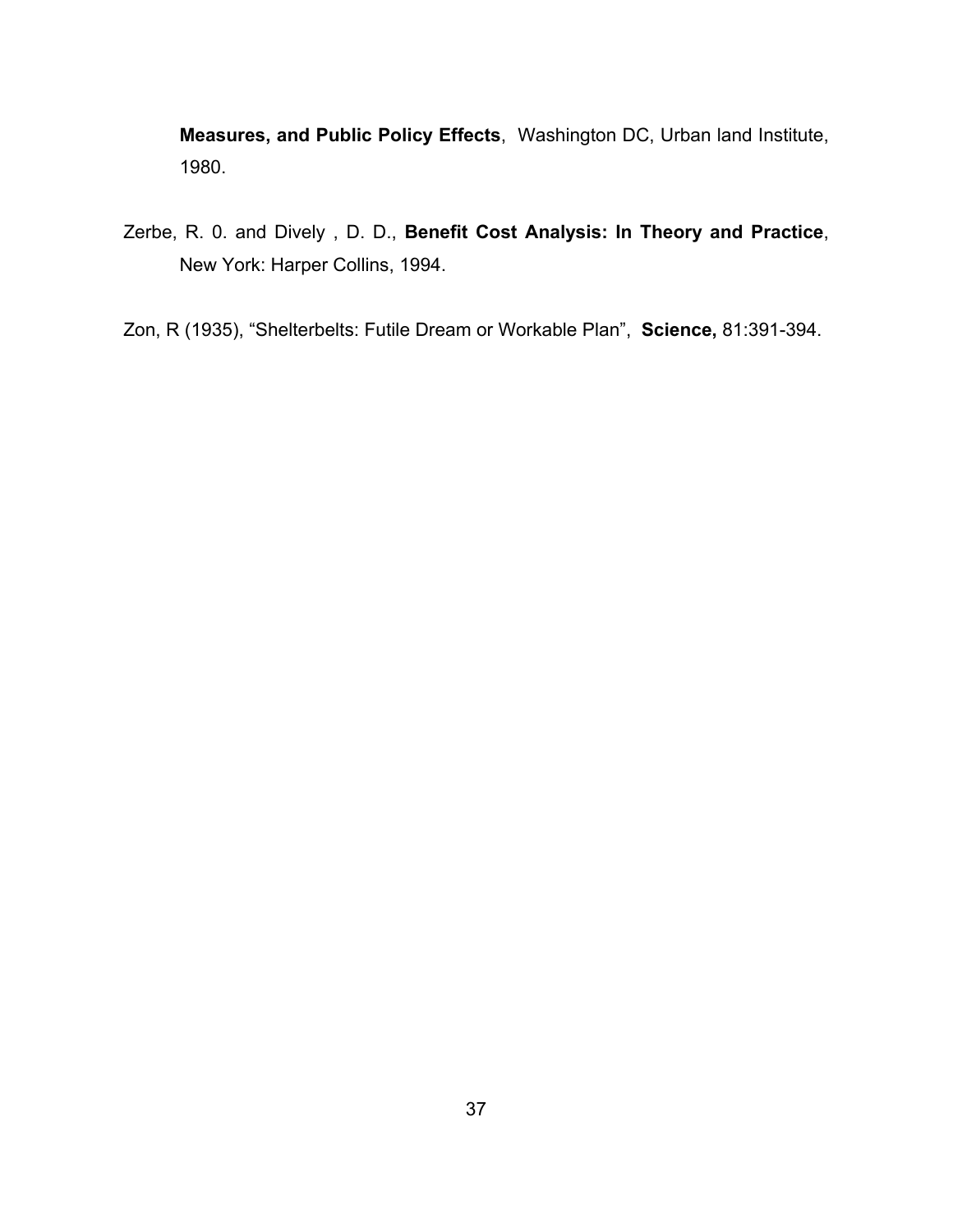**Measures, and Public Policy Effects**,  Washington DC, Urban land Institute, 1980.

Zerbe, R. 0. and Dively , D. D., **Benefit Cost Analysis: In Theory and Practice**, New York: Harper Collins, 1994.

Zon, R (1935), "Shelterbelts: Futile Dream or Workable Plan",  **Science,** 81:391-394.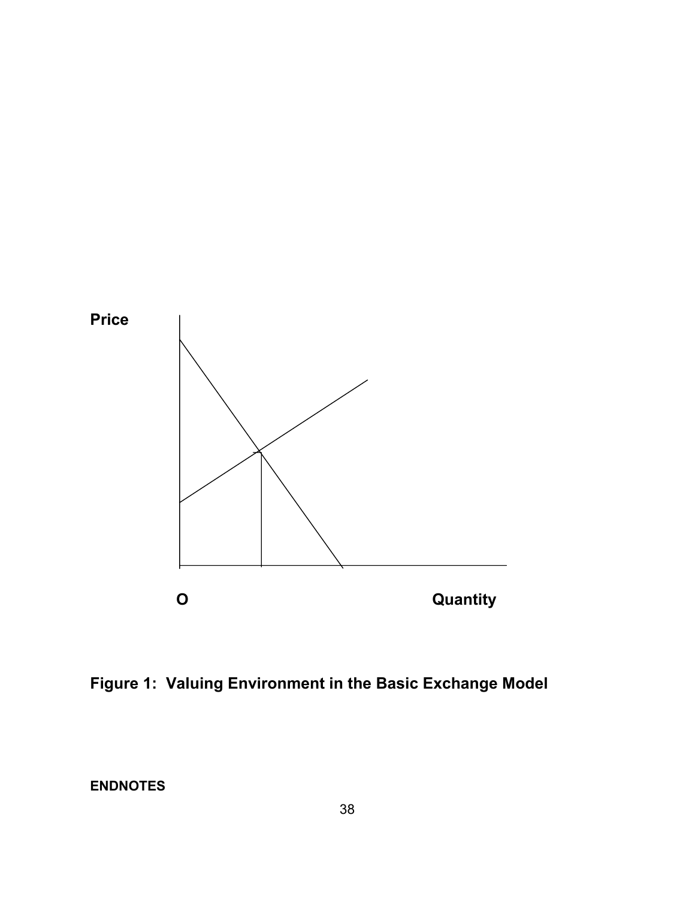Price

O

Quantity

**Figure 1: Valuing Environment in the Basic Exchange Model**

**ENDNOTES**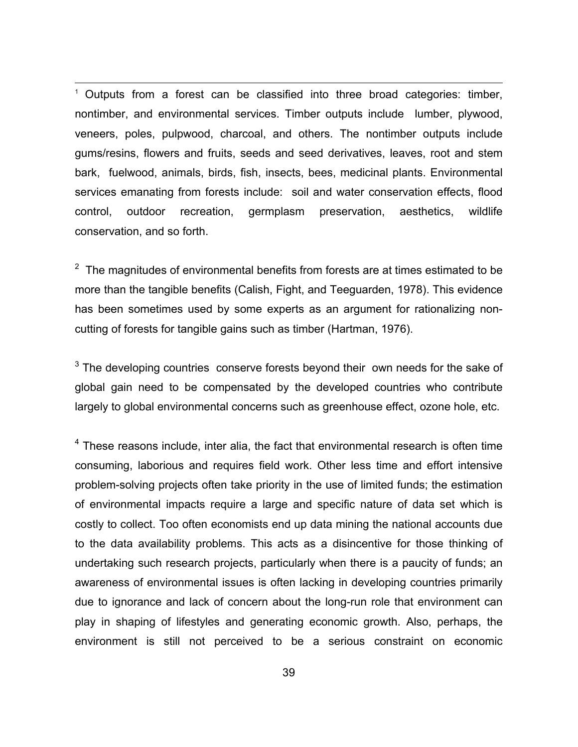[1] Outputs from a forest can be classified into three broad categories: timber, nontimber, and environmental services. Timber outputs include lumber, plywood, veneers, poles, pulpwood, charcoal, and others. The nontimber outputs include gums/resins, flowers and fruits, seeds and seed derivatives, leaves, root and stem bark, fuelwood, animals, birds, fish, insects, bees, medicinal plants. Environmental services emanating from forests include: soil and water conservation effects, flood control, outdoor recreation, germplasm preservation, aesthetics, wildlife conservation, and so forth.

[2] The magnitudes of environmental benefits from forests are at times estimated to be more than the tangible benefits (Calish, Fight, and Teeguarden, 1978). This evidence has been sometimes used by some experts as an argument for rationalizing non-cutting of forests for tangible gains such as timber (Hartman, 1976).

[3] The developing countries conserve forests beyond their own needs for the sake of global gain need to be compensated by the developed countries who contribute largely to global environmental concerns such as greenhouse effect, ozone hole, etc.

[4] These reasons include, inter alia, the fact that environmental research is often time consuming, laborious and requires field work. Other less time and effort intensive problem-solving projects often take priority in the use of limited funds; the estimation of environmental impacts require a large and specific nature of data set which is costly to collect. Too often economists end up data mining the national accounts due to the data availability problems. This acts as a disincentive for those thinking of undertaking such research projects, particularly when there is a paucity of funds; an awareness of environmental issues is often lacking in developing countries primarily due to ignorance and lack of concern about the long-run role that environment can play in shaping of lifestyles and generating economic growth. Also, perhaps, the environment is still not perceived to be a serious constraint on economic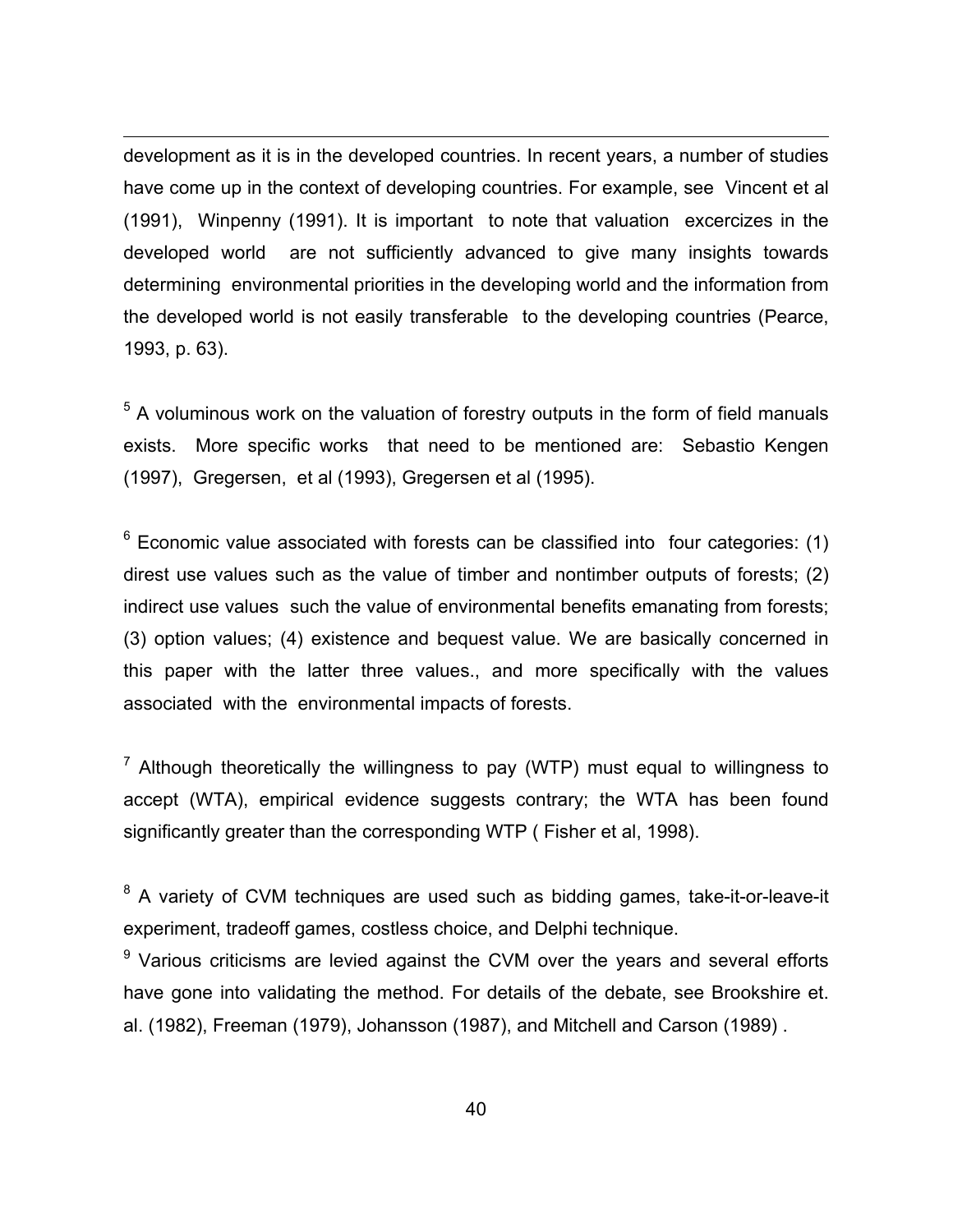development as it is in the developed countries. In recent years, a number of studies have come up in the context of developing countries. For example, see Vincent et al (1991), Winpenny (1991). It is important to note that valuation excercizes in the developed world are not sufficiently advanced to give many insights towards determining environmental priorities in the developing world and the information from the developed world is not easily transferable to the developing countries (Pearce, 1993, p. 63).

[5] A voluminous work on the valuation of forestry outputs in the form of field manuals exists. More specific works that need to be mentioned are: Sebastio Kengen (1997), Gregersen, et al (1993), Gregersen et al (1995).

[6] Economic value associated with forests can be classified into four categories: (1) direst use values such as the value of timber and nontimber outputs of forests; (2) indirect use values such the value of environmental benefits emanating from forests; (3) option values; (4) existence and bequest value. We are basically concerned in this paper with the latter three values., and more specifically with the values associated with the environmental impacts of forests.

[7] Although theoretically the willingness to pay (WTP) must equal to willingness to accept (WTA), empirical evidence suggests contrary; the WTA has been found significantly greater than the corresponding WTP ( Fisher et al, 1998).

[8] A variety of CVM techniques are used such as bidding games, take-it-or-leave-it experiment, tradeoff games, costless choice, and Delphi technique.

[9] Various criticisms are levied against the CVM over the years and several efforts have gone into validating the method. For details of the debate, see Brookshire et. al. (1982), Freeman (1979), Johansson (1987), and Mitchell and Carson (1989) .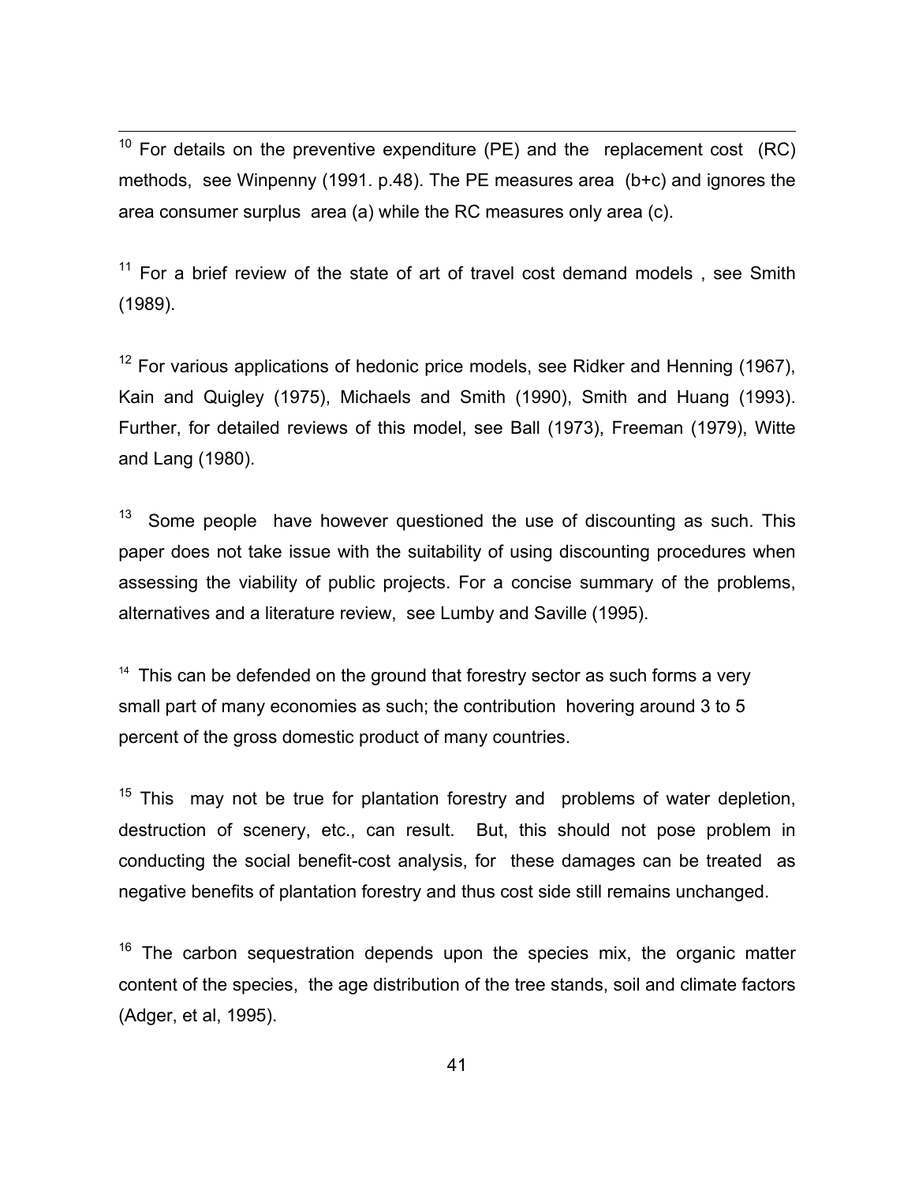[10] For details on the preventive expenditure (PE) and the replacement cost (RC) methods, see Winpenny (1991. p.48). The PE measures area (b+c) and ignores the area consumer surplus area (a) while the RC measures only area (c).

[11] For a brief review of the state of art of travel cost demand models , see Smith (1989).

[12] For various applications of hedonic price models, see Ridker and Henning (1967), Kain and Quigley (1975), Michaels and Smith (1990), Smith and Huang (1993). Further, for detailed reviews of this model, see Ball (1973), Freeman (1979), Witte and Lang (1980).

[13] Some people have however questioned the use of discounting as such. This paper does not take issue with the suitability of using discounting procedures when assessing the viability of public projects. For a concise summary of the problems, alternatives and a literature review, see Lumby and Saville (1995).

[14] This can be defended on the ground that forestry sector as such forms a very small part of many economies as such; the contribution hovering around 3 to 5 percent of the gross domestic product of many countries.

[15] This may not be true for plantation forestry and problems of water depletion, destruction of scenery, etc., can result. But, this should not pose problem in conducting the social benefit-cost analysis, for these damages can be treated as negative benefits of plantation forestry and thus cost side still remains unchanged.

[16] The carbon sequestration depends upon the species mix, the organic matter content of the species, the age distribution of the tree stands, soil and climate factors (Adger, et al, 1995).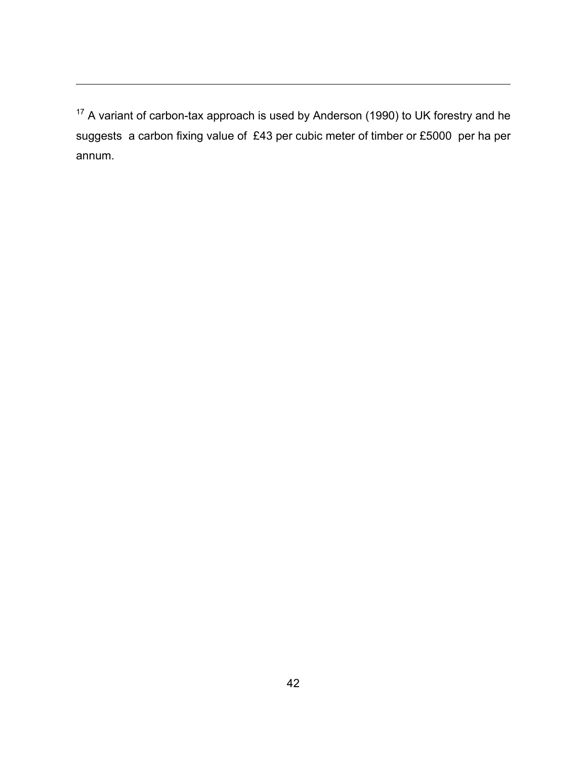[17] A variant of carbon-tax approach is used by Anderson (1990) to UK forestry and he suggests a carbon fixing value of £43 per cubic meter of timber or £5000 per ha per annum.